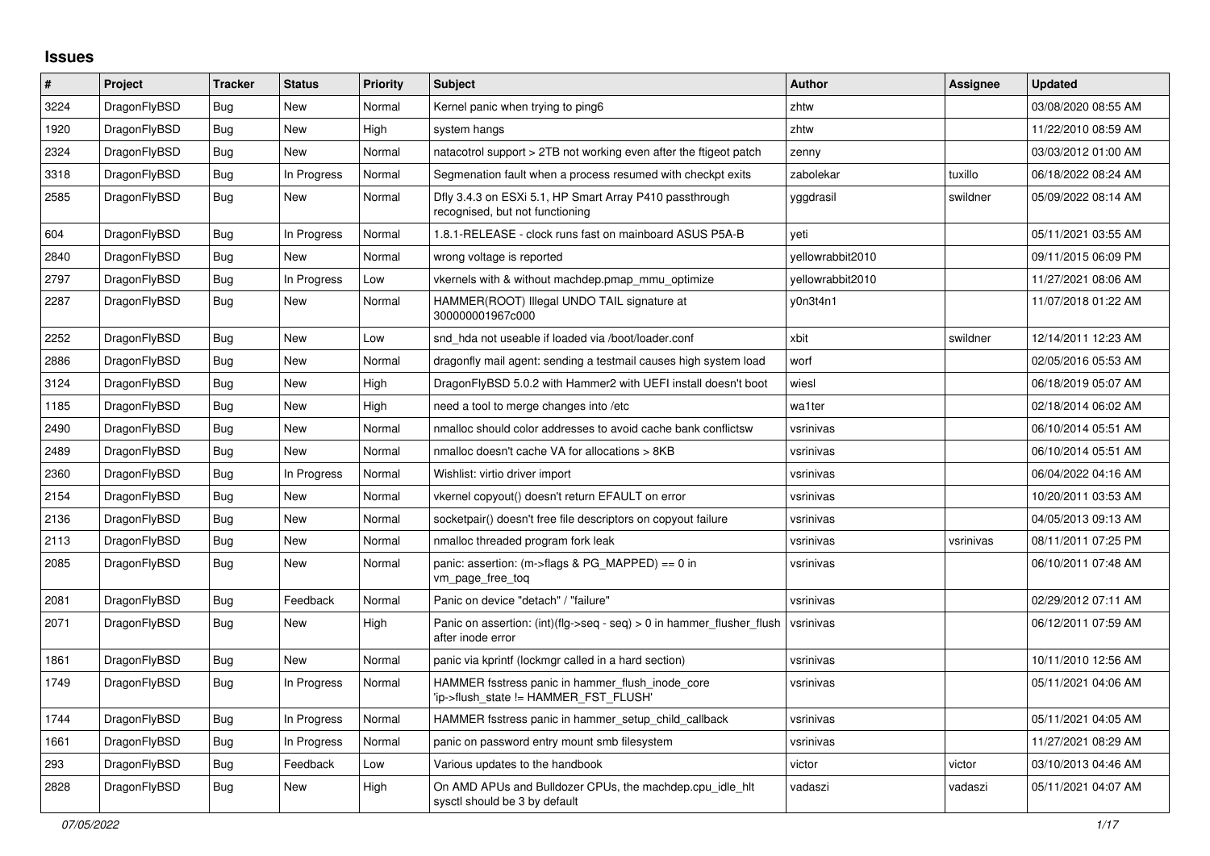# Issues

| # | Project | Tracker | Status | Priority | Subject | Author | Assignee | Updated |
|---|---|---|---|---|---|---|---|---|
| 3224 | DragonFlyBSD | Bug | New | Normal | Kernel panic when trying to ping6 | zhtw | | 03/08/2020 08:55 AM |
| 1920 | DragonFlyBSD | Bug | New | High | system hangs | zhtw | | 11/22/2010 08:59 AM |
| 2324 | DragonFlyBSD | Bug | New | Normal | natacotrol support > 2TB not working even after the ftigeot patch | zenny | | 03/03/2012 01:00 AM |
| 3318 | DragonFlyBSD | Bug | In Progress | Normal | Segmenation fault when a process resumed with checkpt exits | zabolekar | tuxillo | 06/18/2022 08:24 AM |
| 2585 | DragonFlyBSD | Bug | New | Normal | Dfly 3.4.3 on ESXi 5.1, HP Smart Array P410 passthrough recognised, but not functioning | yggdrasil | swildner | 05/09/2022 08:14 AM |
| 604 | DragonFlyBSD | Bug | In Progress | Normal | 1.8.1-RELEASE - clock runs fast on mainboard ASUS P5A-B | yeti | | 05/11/2021 03:55 AM |
| 2840 | DragonFlyBSD | Bug | New | Normal | wrong voltage is reported | yellowrabbit2010 | | 09/11/2015 06:09 PM |
| 2797 | DragonFlyBSD | Bug | In Progress | Low | vkernels with & without machdep.pmap_mmu_optimize | yellowrabbit2010 | | 11/27/2021 08:06 AM |
| 2287 | DragonFlyBSD | Bug | New | Normal | HAMMER(ROOT) Illegal UNDO TAIL signature at 300000001967c000 | y0n3t4n1 | | 11/07/2018 01:22 AM |
| 2252 | DragonFlyBSD | Bug | New | Low | snd_hda not useable if loaded via /boot/loader.conf | xbit | swildner | 12/14/2011 12:23 AM |
| 2886 | DragonFlyBSD | Bug | New | Normal | dragonfly mail agent: sending a testmail causes high system load | worf | | 02/05/2016 05:53 AM |
| 3124 | DragonFlyBSD | Bug | New | High | DragonFlyBSD 5.0.2 with Hammer2 with UEFI install doesn't boot | wiesl | | 06/18/2019 05:07 AM |
| 1185 | DragonFlyBSD | Bug | New | High | need a tool to merge changes into /etc | wa1ter | | 02/18/2014 06:02 AM |
| 2490 | DragonFlyBSD | Bug | New | Normal | nmalloc should color addresses to avoid cache bank conflictsw | vsrinivas | | 06/10/2014 05:51 AM |
| 2489 | DragonFlyBSD | Bug | New | Normal | nmalloc doesn't cache VA for allocations > 8KB | vsrinivas | | 06/10/2014 05:51 AM |
| 2360 | DragonFlyBSD | Bug | In Progress | Normal | Wishlist: virtio driver import | vsrinivas | | 06/04/2022 04:16 AM |
| 2154 | DragonFlyBSD | Bug | New | Normal | vkernel copyout() doesn't return EFAULT on error | vsrinivas | | 10/20/2011 03:53 AM |
| 2136 | DragonFlyBSD | Bug | New | Normal | socketpair() doesn't free file descriptors on copyout failure | vsrinivas | | 04/05/2013 09:13 AM |
| 2113 | DragonFlyBSD | Bug | New | Normal | nmalloc threaded program fork leak | vsrinivas | vsrinivas | 08/11/2011 07:25 PM |
| 2085 | DragonFlyBSD | Bug | New | Normal | panic: assertion: (m->flags & PG_MAPPED) == 0 in vm_page_free_toq | vsrinivas | | 06/10/2011 07:48 AM |
| 2081 | DragonFlyBSD | Bug | Feedback | Normal | Panic on device "detach" / "failure" | vsrinivas | | 02/29/2012 07:11 AM |
| 2071 | DragonFlyBSD | Bug | New | High | Panic on assertion: (int)(flg->seq - seq) > 0 in hammer_flusher_flush after inode error | vsrinivas | | 06/12/2011 07:59 AM |
| 1861 | DragonFlyBSD | Bug | New | Normal | panic via kprintf (lockmgr called in a hard section) | vsrinivas | | 10/11/2010 12:56 AM |
| 1749 | DragonFlyBSD | Bug | In Progress | Normal | HAMMER fsstress panic in hammer_flush_inode_core 'ip->flush_state != HAMMER_FST_FLUSH' | vsrinivas | | 05/11/2021 04:06 AM |
| 1744 | DragonFlyBSD | Bug | In Progress | Normal | HAMMER fsstress panic in hammer_setup_child_callback | vsrinivas | | 05/11/2021 04:05 AM |
| 1661 | DragonFlyBSD | Bug | In Progress | Normal | panic on password entry mount smb filesystem | vsrinivas | | 11/27/2021 08:29 AM |
| 293 | DragonFlyBSD | Bug | Feedback | Low | Various updates to the handbook | victor | victor | 03/10/2013 04:46 AM |
| 2828 | DragonFlyBSD | Bug | New | High | On AMD APUs and Bulldozer CPUs, the machdep.cpu_idle_hlt sysctl should be 3 by default | vadaszi | vadaszi | 05/11/2021 04:07 AM |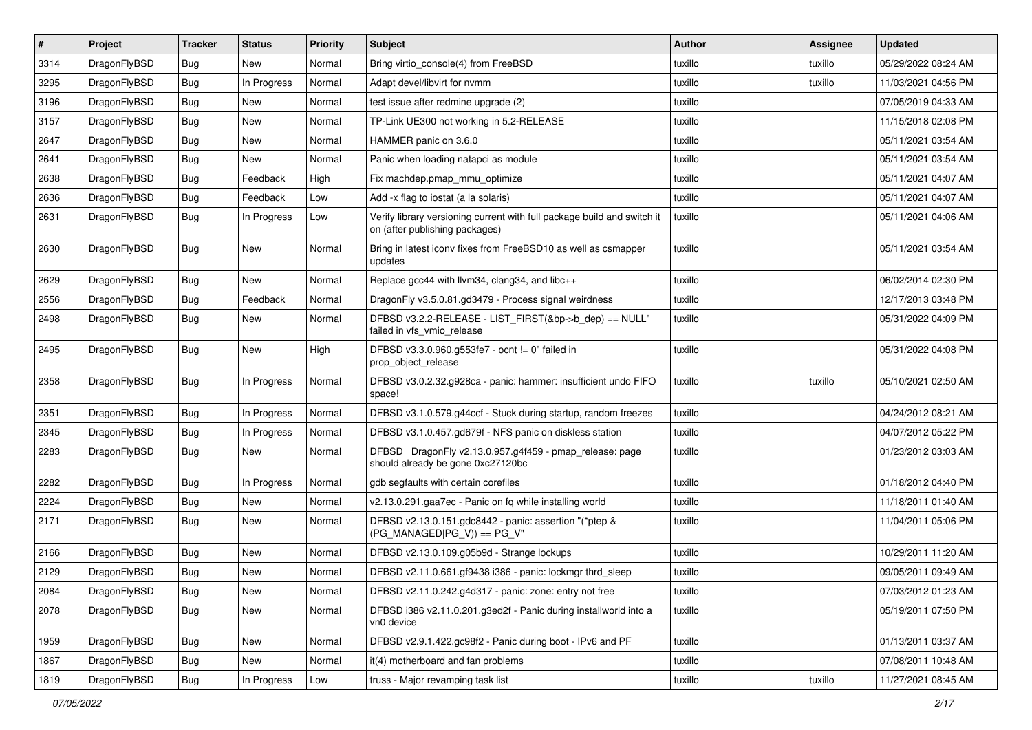| # | Project | Tracker | Status | Priority | Subject | Author | Assignee | Updated |
|---|---|---|---|---|---|---|---|---|
| 3314 | DragonFlyBSD | Bug | New | Normal | Bring virtio_console(4) from FreeBSD | tuxillo | tuxillo | 05/29/2022 08:24 AM |
| 3295 | DragonFlyBSD | Bug | In Progress | Normal | Adapt devel/libvirt for nvmm | tuxillo | tuxillo | 11/03/2021 04:56 PM |
| 3196 | DragonFlyBSD | Bug | New | Normal | test issue after redmine upgrade (2) | tuxillo | | 07/05/2019 04:33 AM |
| 3157 | DragonFlyBSD | Bug | New | Normal | TP-Link UE300 not working in 5.2-RELEASE | tuxillo | | 11/15/2018 02:08 PM |
| 2647 | DragonFlyBSD | Bug | New | Normal | HAMMER panic on 3.6.0 | tuxillo | | 05/11/2021 03:54 AM |
| 2641 | DragonFlyBSD | Bug | New | Normal | Panic when loading natapci as module | tuxillo | | 05/11/2021 03:54 AM |
| 2638 | DragonFlyBSD | Bug | Feedback | High | Fix machdep.pmap_mmu_optimize | tuxillo | | 05/11/2021 04:07 AM |
| 2636 | DragonFlyBSD | Bug | Feedback | Low | Add -x flag to iostat (a la solaris) | tuxillo | | 05/11/2021 04:07 AM |
| 2631 | DragonFlyBSD | Bug | In Progress | Low | Verify library versioning current with full package build and switch it on (after publishing packages) | tuxillo | | 05/11/2021 04:06 AM |
| 2630 | DragonFlyBSD | Bug | New | Normal | Bring in latest iconv fixes from FreeBSD10 as well as csmapper updates | tuxillo | | 05/11/2021 03:54 AM |
| 2629 | DragonFlyBSD | Bug | New | Normal | Replace gcc44 with llvm34, clang34, and libc++ | tuxillo | | 06/02/2014 02:30 PM |
| 2556 | DragonFlyBSD | Bug | Feedback | Normal | DragonFly v3.5.0.81.gd3479 - Process signal weirdness | tuxillo | | 12/17/2013 03:48 PM |
| 2498 | DragonFlyBSD | Bug | New | Normal | DFBSD v3.2.2-RELEASE - LIST_FIRST(&bp->b_dep) == NULL" failed in vfs_vmio_release | tuxillo | | 05/31/2022 04:09 PM |
| 2495 | DragonFlyBSD | Bug | New | High | DFBSD v3.3.0.960.g553fe7 - ocnt != 0" failed in prop_object_release | tuxillo | | 05/31/2022 04:08 PM |
| 2358 | DragonFlyBSD | Bug | In Progress | Normal | DFBSD v3.0.2.32.g928ca - panic: hammer: insufficient undo FIFO space! | tuxillo | tuxillo | 05/10/2021 02:50 AM |
| 2351 | DragonFlyBSD | Bug | In Progress | Normal | DFBSD v3.1.0.579.g44ccf - Stuck during startup, random freezes | tuxillo | | 04/24/2012 08:21 AM |
| 2345 | DragonFlyBSD | Bug | In Progress | Normal | DFBSD v3.1.0.457.gd679f - NFS panic on diskless station | tuxillo | | 04/07/2012 05:22 PM |
| 2283 | DragonFlyBSD | Bug | New | Normal | DFBSD DragonFly v2.13.0.957.g4f459 - pmap_release: page should already be gone 0xc27120bc | tuxillo | | 01/23/2012 03:03 AM |
| 2282 | DragonFlyBSD | Bug | In Progress | Normal | gdb segfaults with certain corefiles | tuxillo | | 01/18/2012 04:40 PM |
| 2224 | DragonFlyBSD | Bug | New | Normal | v2.13.0.291.gaa7ec - Panic on fq while installing world | tuxillo | | 11/18/2011 01:40 AM |
| 2171 | DragonFlyBSD | Bug | New | Normal | DFBSD v2.13.0.151.gdc8442 - panic: assertion "(*ptep & (PG_MANAGED\|PG_V)) == PG_V" | tuxillo | | 11/04/2011 05:06 PM |
| 2166 | DragonFlyBSD | Bug | New | Normal | DFBSD v2.13.0.109.g05b9d - Strange lockups | tuxillo | | 10/29/2011 11:20 AM |
| 2129 | DragonFlyBSD | Bug | New | Normal | DFBSD v2.11.0.661.gf9438 i386 - panic: lockmgr thrd_sleep | tuxillo | | 09/05/2011 09:49 AM |
| 2084 | DragonFlyBSD | Bug | New | Normal | DFBSD v2.11.0.242.g4d317 - panic: zone: entry not free | tuxillo | | 07/03/2012 01:23 AM |
| 2078 | DragonFlyBSD | Bug | New | Normal | DFBSD i386 v2.11.0.201.g3ed2f - Panic during installworld into a vn0 device | tuxillo | | 05/19/2011 07:50 PM |
| 1959 | DragonFlyBSD | Bug | New | Normal | DFBSD v2.9.1.422.gc98f2 - Panic during boot - IPv6 and PF | tuxillo | | 01/13/2011 03:37 AM |
| 1867 | DragonFlyBSD | Bug | New | Normal | it(4) motherboard and fan problems | tuxillo | | 07/08/2011 10:48 AM |
| 1819 | DragonFlyBSD | Bug | In Progress | Low | truss - Major revamping task list | tuxillo | tuxillo | 11/27/2021 08:45 AM |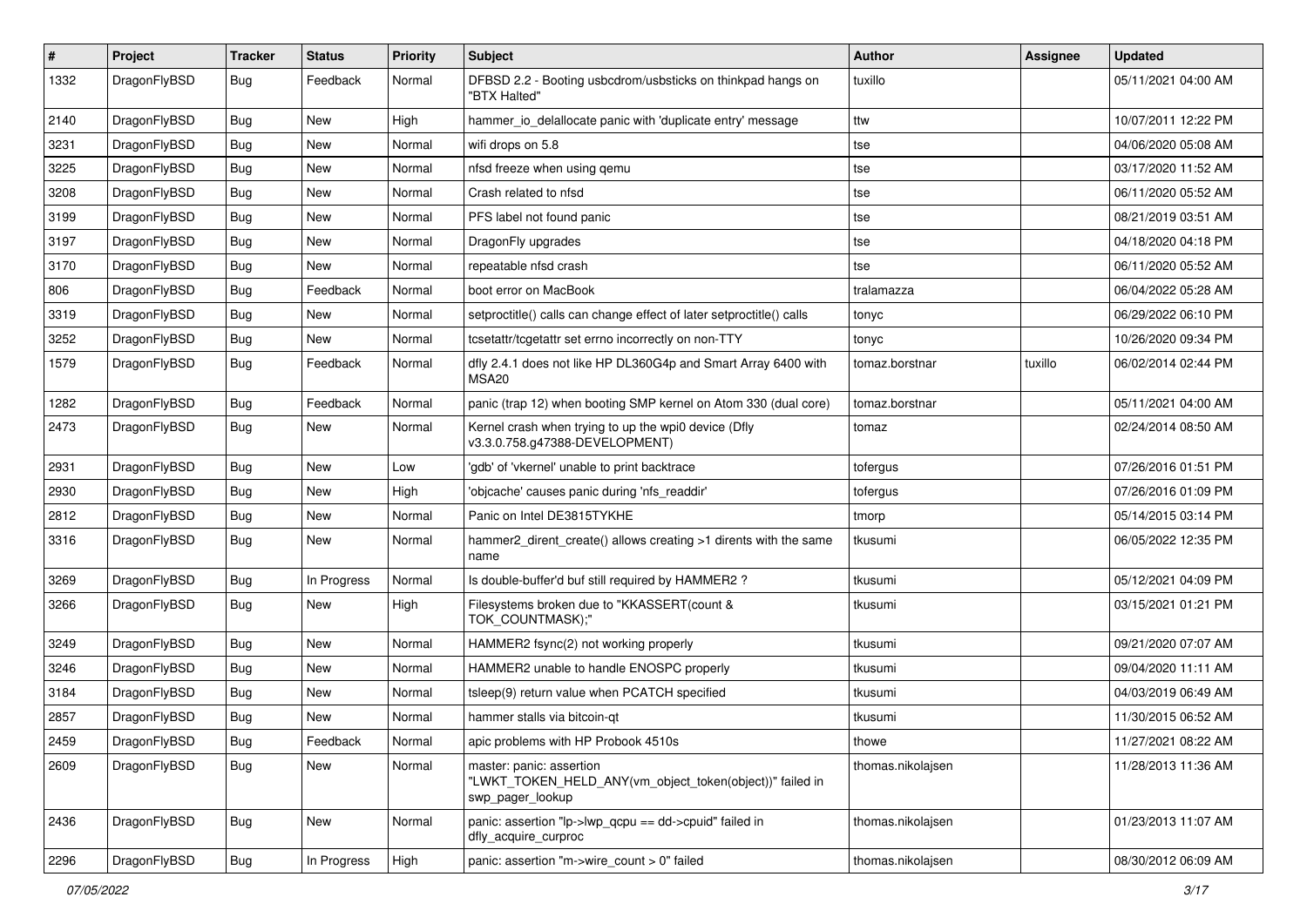| # | Project | Tracker | Status | Priority | Subject | Author | Assignee | Updated |
|---|---|---|---|---|---|---|---|---|
| 1332 | DragonFlyBSD | Bug | Feedback | Normal | DFBSD 2.2 - Booting usbcdrom/usbsticks on thinkpad hangs on "BTX Halted" | tuxillo | | 05/11/2021 04:00 AM |
| 2140 | DragonFlyBSD | Bug | New | High | hammer_io_delallocate panic with 'duplicate entry' message | ttw | | 10/07/2011 12:22 PM |
| 3231 | DragonFlyBSD | Bug | New | Normal | wifi drops on 5.8 | tse | | 04/06/2020 05:08 AM |
| 3225 | DragonFlyBSD | Bug | New | Normal | nfsd freeze when using qemu | tse | | 03/17/2020 11:52 AM |
| 3208 | DragonFlyBSD | Bug | New | Normal | Crash related to nfsd | tse | | 06/11/2020 05:52 AM |
| 3199 | DragonFlyBSD | Bug | New | Normal | PFS label not found panic | tse | | 08/21/2019 03:51 AM |
| 3197 | DragonFlyBSD | Bug | New | Normal | DragonFly upgrades | tse | | 04/18/2020 04:18 PM |
| 3170 | DragonFlyBSD | Bug | New | Normal | repeatable nfsd crash | tse | | 06/11/2020 05:52 AM |
| 806 | DragonFlyBSD | Bug | Feedback | Normal | boot error on MacBook | tralamazza | | 06/04/2022 05:28 AM |
| 3319 | DragonFlyBSD | Bug | New | Normal | setproctitle() calls can change effect of later setproctitle() calls | tonyc | | 06/29/2022 06:10 PM |
| 3252 | DragonFlyBSD | Bug | New | Normal | tcsetattr/tcgetattr set errno incorrectly on non-TTY | tonyc | | 10/26/2020 09:34 PM |
| 1579 | DragonFlyBSD | Bug | Feedback | Normal | dfly 2.4.1 does not like HP DL360G4p and Smart Array 6400 with MSA20 | tomaz.borstnar | tuxillo | 06/02/2014 02:44 PM |
| 1282 | DragonFlyBSD | Bug | Feedback | Normal | panic (trap 12) when booting SMP kernel on Atom 330 (dual core) | tomaz.borstnar | | 05/11/2021 04:00 AM |
| 2473 | DragonFlyBSD | Bug | New | Normal | Kernel crash when trying to up the wpi0 device (Dfly v3.3.0.758.g47388-DEVELOPMENT) | tomaz | | 02/24/2014 08:50 AM |
| 2931 | DragonFlyBSD | Bug | New | Low | 'gdb' of 'vkernel' unable to print backtrace | tofergus | | 07/26/2016 01:51 PM |
| 2930 | DragonFlyBSD | Bug | New | High | 'objcache' causes panic during 'nfs_readdir' | tofergus | | 07/26/2016 01:09 PM |
| 2812 | DragonFlyBSD | Bug | New | Normal | Panic on Intel DE3815TYKHE | tmorp | | 05/14/2015 03:14 PM |
| 3316 | DragonFlyBSD | Bug | New | Normal | hammer2_dirent_create() allows creating >1 dirents with the same name | tkusumi | | 06/05/2022 12:35 PM |
| 3269 | DragonFlyBSD | Bug | In Progress | Normal | Is double-buffer'd buf still required by HAMMER2 ? | tkusumi | | 05/12/2021 04:09 PM |
| 3266 | DragonFlyBSD | Bug | New | High | Filesystems broken due to "KKASSERT(count & TOK_COUNTMASK);" | tkusumi | | 03/15/2021 01:21 PM |
| 3249 | DragonFlyBSD | Bug | New | Normal | HAMMER2 fsync(2) not working properly | tkusumi | | 09/21/2020 07:07 AM |
| 3246 | DragonFlyBSD | Bug | New | Normal | HAMMER2 unable to handle ENOSPC properly | tkusumi | | 09/04/2020 11:11 AM |
| 3184 | DragonFlyBSD | Bug | New | Normal | tsleep(9) return value when PCATCH specified | tkusumi | | 04/03/2019 06:49 AM |
| 2857 | DragonFlyBSD | Bug | New | Normal | hammer stalls via bitcoin-qt | tkusumi | | 11/30/2015 06:52 AM |
| 2459 | DragonFlyBSD | Bug | Feedback | Normal | apic problems with HP Probook 4510s | thowe | | 11/27/2021 08:22 AM |
| 2609 | DragonFlyBSD | Bug | New | Normal | master: panic: assertion "LWKT_TOKEN_HELD_ANY(vm_object_token(object))" failed in swp_pager_lookup | thomas.nikolajsen | | 11/28/2013 11:36 AM |
| 2436 | DragonFlyBSD | Bug | New | Normal | panic: assertion "lp->lwp_qcpu == dd->cpuid" failed in dfly_acquire_curproc | thomas.nikolajsen | | 01/23/2013 11:07 AM |
| 2296 | DragonFlyBSD | Bug | In Progress | High | panic: assertion "m->wire_count > 0" failed | thomas.nikolajsen | | 08/30/2012 06:09 AM |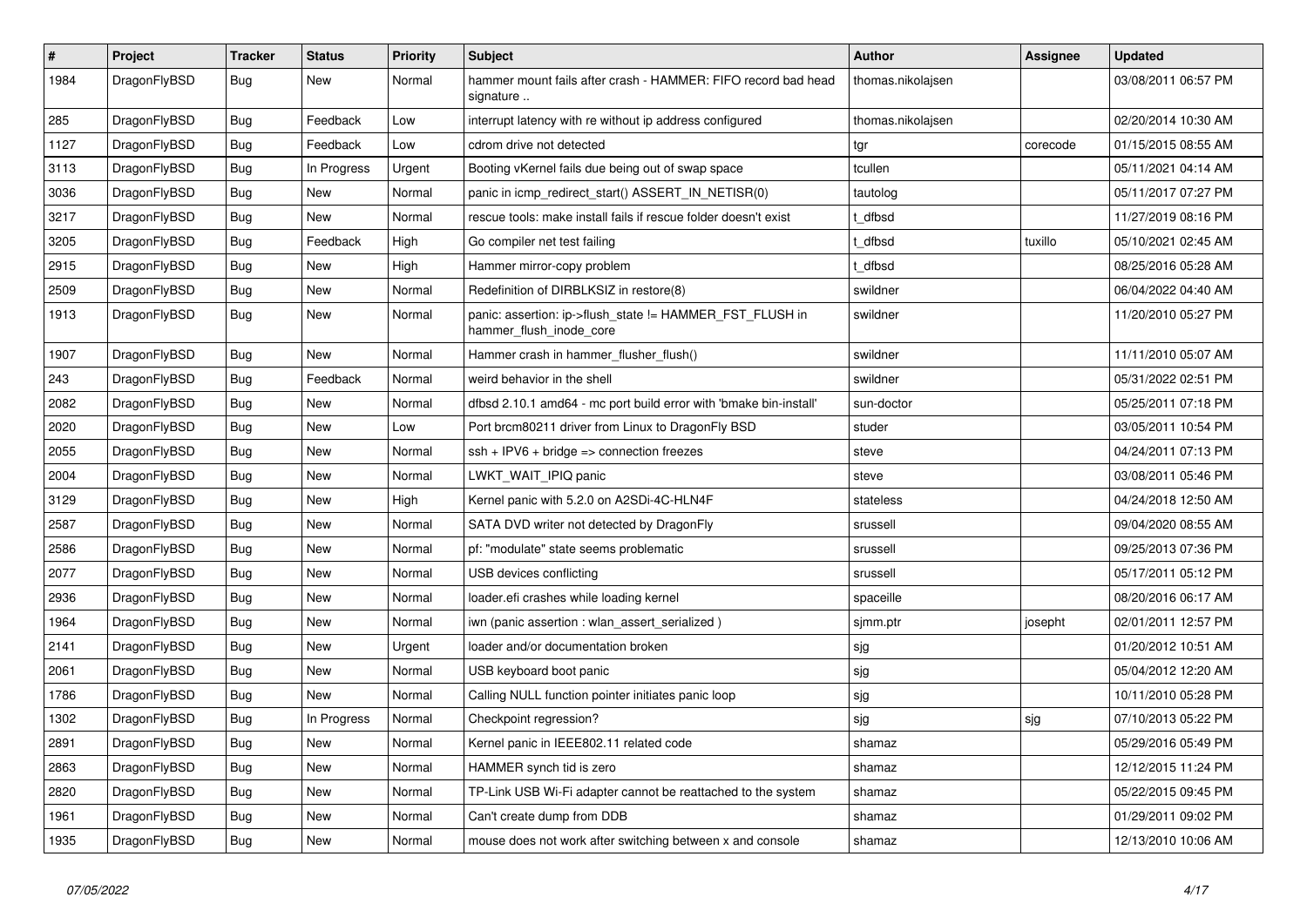| # | Project | Tracker | Status | Priority | Subject | Author | Assignee | Updated |
|---|---|---|---|---|---|---|---|---|
| 1984 | DragonFlyBSD | Bug | New | Normal | hammer mount fails after crash - HAMMER: FIFO record bad head signature .. | thomas.nikolajsen | | 03/08/2011 06:57 PM |
| 285 | DragonFlyBSD | Bug | Feedback | Low | interrupt latency with re without ip address configured | thomas.nikolajsen | | 02/20/2014 10:30 AM |
| 1127 | DragonFlyBSD | Bug | Feedback | Low | cdrom drive not detected | tgr | corecode | 01/15/2015 08:55 AM |
| 3113 | DragonFlyBSD | Bug | In Progress | Urgent | Booting vKernel fails due being out of swap space | tcullen | | 05/11/2021 04:14 AM |
| 3036 | DragonFlyBSD | Bug | New | Normal | panic in icmp_redirect_start() ASSERT_IN_NETISR(0) | tautolog | | 05/11/2017 07:27 PM |
| 3217 | DragonFlyBSD | Bug | New | Normal | rescue tools: make install fails if rescue folder doesn't exist | t_dfbsd | | 11/27/2019 08:16 PM |
| 3205 | DragonFlyBSD | Bug | Feedback | High | Go compiler net test failing | t_dfbsd | tuxillo | 05/10/2021 02:45 AM |
| 2915 | DragonFlyBSD | Bug | New | High | Hammer mirror-copy problem | t_dfbsd | | 08/25/2016 05:28 AM |
| 2509 | DragonFlyBSD | Bug | New | Normal | Redefinition of DIRBLKSIZ in restore(8) | swildner | | 06/04/2022 04:40 AM |
| 1913 | DragonFlyBSD | Bug | New | Normal | panic: assertion: ip->flush_state != HAMMER_FST_FLUSH in hammer_flush_inode_core | swildner | | 11/20/2010 05:27 PM |
| 1907 | DragonFlyBSD | Bug | New | Normal | Hammer crash in hammer_flusher_flush() | swildner | | 11/11/2010 05:07 AM |
| 243 | DragonFlyBSD | Bug | Feedback | Normal | weird behavior in the shell | swildner | | 05/31/2022 02:51 PM |
| 2082 | DragonFlyBSD | Bug | New | Normal | dfbsd 2.10.1 amd64 - mc port build error with 'bmake bin-install' | sun-doctor | | 05/25/2011 07:18 PM |
| 2020 | DragonFlyBSD | Bug | New | Low | Port brcm80211 driver from Linux to DragonFly BSD | studer | | 03/05/2011 10:54 PM |
| 2055 | DragonFlyBSD | Bug | New | Normal | ssh + IPV6 + bridge => connection freezes | steve | | 04/24/2011 07:13 PM |
| 2004 | DragonFlyBSD | Bug | New | Normal | LWKT_WAIT_IPIQ panic | steve | | 03/08/2011 05:46 PM |
| 3129 | DragonFlyBSD | Bug | New | High | Kernel panic with 5.2.0 on A2SDi-4C-HLN4F | stateless | | 04/24/2018 12:50 AM |
| 2587 | DragonFlyBSD | Bug | New | Normal | SATA DVD writer not detected by DragonFly | srussell | | 09/04/2020 08:55 AM |
| 2586 | DragonFlyBSD | Bug | New | Normal | pf: "modulate" state seems problematic | srussell | | 09/25/2013 07:36 PM |
| 2077 | DragonFlyBSD | Bug | New | Normal | USB devices conflicting | srussell | | 05/17/2011 05:12 PM |
| 2936 | DragonFlyBSD | Bug | New | Normal | loader.efi crashes while loading kernel | spaceille | | 08/20/2016 06:17 AM |
| 1964 | DragonFlyBSD | Bug | New | Normal | iwn (panic assertion : wlan_assert_serialized ) | sjmm.ptr | josepht | 02/01/2011 12:57 PM |
| 2141 | DragonFlyBSD | Bug | New | Urgent | loader and/or documentation broken | sjg | | 01/20/2012 10:51 AM |
| 2061 | DragonFlyBSD | Bug | New | Normal | USB keyboard boot panic | sjg | | 05/04/2012 12:20 AM |
| 1786 | DragonFlyBSD | Bug | New | Normal | Calling NULL function pointer initiates panic loop | sjg | | 10/11/2010 05:28 PM |
| 1302 | DragonFlyBSD | Bug | In Progress | Normal | Checkpoint regression? | sjg | sjg | 07/10/2013 05:22 PM |
| 2891 | DragonFlyBSD | Bug | New | Normal | Kernel panic in IEEE802.11 related code | shamaz | | 05/29/2016 05:49 PM |
| 2863 | DragonFlyBSD | Bug | New | Normal | HAMMER synch tid is zero | shamaz | | 12/12/2015 11:24 PM |
| 2820 | DragonFlyBSD | Bug | New | Normal | TP-Link USB Wi-Fi adapter cannot be reattached to the system | shamaz | | 05/22/2015 09:45 PM |
| 1961 | DragonFlyBSD | Bug | New | Normal | Can't create dump from DDB | shamaz | | 01/29/2011 09:02 PM |
| 1935 | DragonFlyBSD | Bug | New | Normal | mouse does not work after switching between x and console | shamaz | | 12/13/2010 10:06 AM |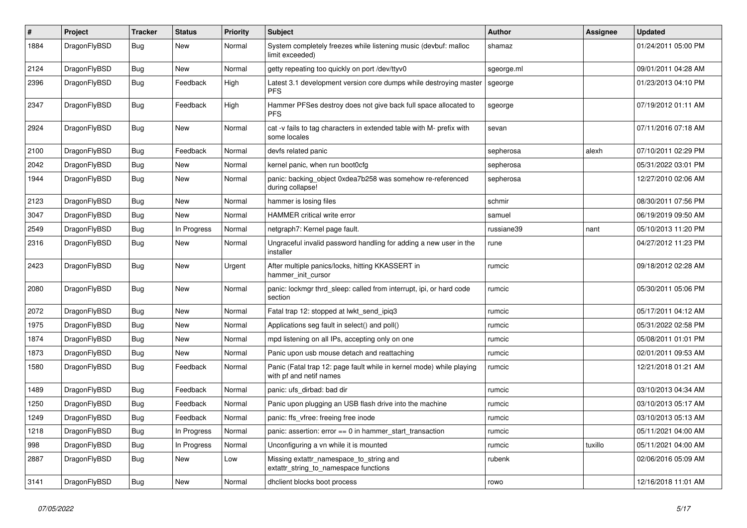| # | Project | Tracker | Status | Priority | Subject | Author | Assignee | Updated |
|---|---|---|---|---|---|---|---|---|
| 1884 | DragonFlyBSD | Bug | New | Normal | System completely freezes while listening music (devbuf: malloc limit exceeded) | shamaz | | 01/24/2011 05:00 PM |
| 2124 | DragonFlyBSD | Bug | New | Normal | getty repeating too quickly on port /dev/ttyv0 | sgeorge.ml | | 09/01/2011 04:28 AM |
| 2396 | DragonFlyBSD | Bug | Feedback | High | Latest 3.1 development version core dumps while destroying master PFS | sgeorge | | 01/23/2013 04:10 PM |
| 2347 | DragonFlyBSD | Bug | Feedback | High | Hammer PFSes destroy does not give back full space allocated to PFS | sgeorge | | 07/19/2012 01:11 AM |
| 2924 | DragonFlyBSD | Bug | New | Normal | cat -v fails to tag characters in extended table with M- prefix with some locales | sevan | | 07/11/2016 07:18 AM |
| 2100 | DragonFlyBSD | Bug | Feedback | Normal | devfs related panic | sepherosa | alexh | 07/10/2011 02:29 PM |
| 2042 | DragonFlyBSD | Bug | New | Normal | kernel panic, when run boot0cfg | sepherosa | | 05/31/2022 03:01 PM |
| 1944 | DragonFlyBSD | Bug | New | Normal | panic: backing_object 0xdea7b258 was somehow re-referenced during collapse! | sepherosa | | 12/27/2010 02:06 AM |
| 2123 | DragonFlyBSD | Bug | New | Normal | hammer is losing files | schmir | | 08/30/2011 07:56 PM |
| 3047 | DragonFlyBSD | Bug | New | Normal | HAMMER critical write error | samuel | | 06/19/2019 09:50 AM |
| 2549 | DragonFlyBSD | Bug | In Progress | Normal | netgraph7: Kernel page fault. | russiane39 | nant | 05/10/2013 11:20 PM |
| 2316 | DragonFlyBSD | Bug | New | Normal | Ungraceful invalid password handling for adding a new user in the installer | rune | | 04/27/2012 11:23 PM |
| 2423 | DragonFlyBSD | Bug | New | Urgent | After multiple panics/locks, hitting KKASSERT in hammer_init_cursor | rumcic | | 09/18/2012 02:28 AM |
| 2080 | DragonFlyBSD | Bug | New | Normal | panic: lockmgr thrd_sleep: called from interrupt, ipi, or hard code section | rumcic | | 05/30/2011 05:06 PM |
| 2072 | DragonFlyBSD | Bug | New | Normal | Fatal trap 12: stopped at lwkt_send_ipiq3 | rumcic | | 05/17/2011 04:12 AM |
| 1975 | DragonFlyBSD | Bug | New | Normal | Applications seg fault in select() and poll() | rumcic | | 05/31/2022 02:58 PM |
| 1874 | DragonFlyBSD | Bug | New | Normal | mpd listening on all IPs, accepting only on one | rumcic | | 05/08/2011 01:01 PM |
| 1873 | DragonFlyBSD | Bug | New | Normal | Panic upon usb mouse detach and reattaching | rumcic | | 02/01/2011 09:53 AM |
| 1580 | DragonFlyBSD | Bug | Feedback | Normal | Panic (Fatal trap 12: page fault while in kernel mode) while playing with pf and netif names | rumcic | | 12/21/2018 01:21 AM |
| 1489 | DragonFlyBSD | Bug | Feedback | Normal | panic: ufs_dirbad: bad dir | rumcic | | 03/10/2013 04:34 AM |
| 1250 | DragonFlyBSD | Bug | Feedback | Normal | Panic upon plugging an USB flash drive into the machine | rumcic | | 03/10/2013 05:17 AM |
| 1249 | DragonFlyBSD | Bug | Feedback | Normal | panic: ffs_vfree: freeing free inode | rumcic | | 03/10/2013 05:13 AM |
| 1218 | DragonFlyBSD | Bug | In Progress | Normal | panic: assertion: error == 0 in hammer_start_transaction | rumcic | | 05/11/2021 04:00 AM |
| 998 | DragonFlyBSD | Bug | In Progress | Normal | Unconfiguring a vn while it is mounted | rumcic | tuxillo | 05/11/2021 04:00 AM |
| 2887 | DragonFlyBSD | Bug | New | Low | Missing extattr_namespace_to_string and extattr_string_to_namespace functions | rubenk | | 02/06/2016 05:09 AM |
| 3141 | DragonFlyBSD | Bug | New | Normal | dhclient blocks boot process | rowo | | 12/16/2018 11:01 AM |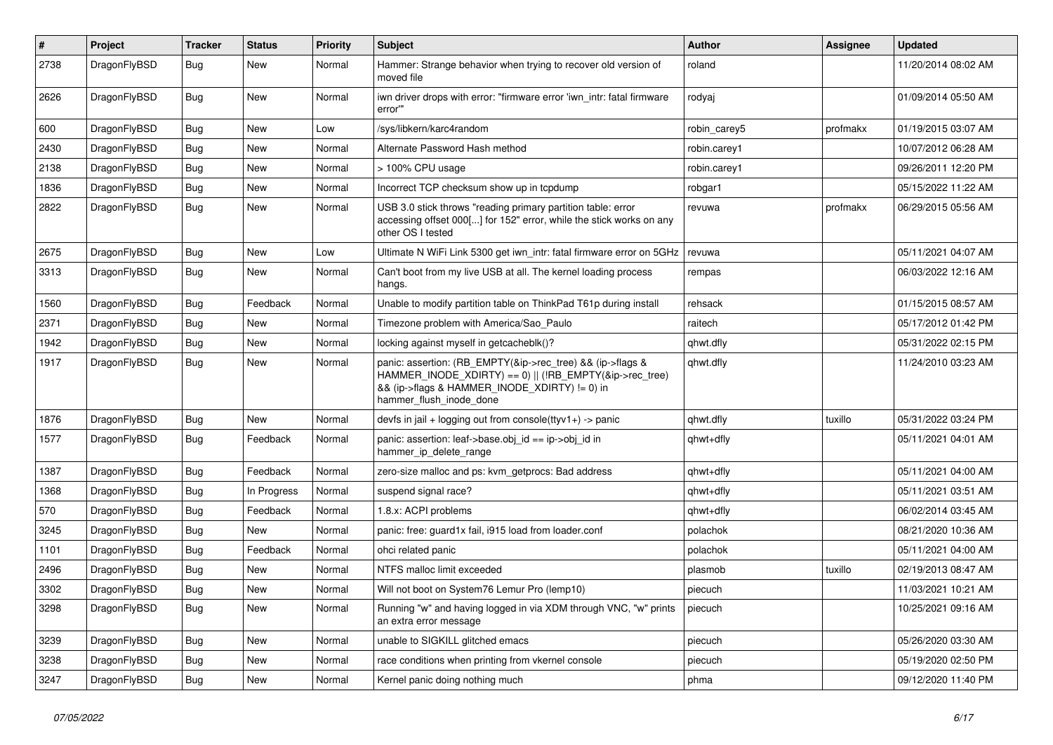| # | Project | Tracker | Status | Priority | Subject | Author | Assignee | Updated |
|---|---|---|---|---|---|---|---|---|
| 2738 | DragonFlyBSD | Bug | New | Normal | Hammer: Strange behavior when trying to recover old version of moved file | roland | | 11/20/2014 08:02 AM |
| 2626 | DragonFlyBSD | Bug | New | Normal | iwn driver drops with error: "firmware error 'iwn_intr: fatal firmware error'" | rodyaj | | 01/09/2014 05:50 AM |
| 600 | DragonFlyBSD | Bug | New | Low | /sys/libkern/karc4random | robin_carey5 | profmakx | 01/19/2015 03:07 AM |
| 2430 | DragonFlyBSD | Bug | New | Normal | Alternate Password Hash method | robin.carey1 | | 10/07/2012 06:28 AM |
| 2138 | DragonFlyBSD | Bug | New | Normal | > 100% CPU usage | robin.carey1 | | 09/26/2011 12:20 PM |
| 1836 | DragonFlyBSD | Bug | New | Normal | Incorrect TCP checksum show up in tcpdump | robgar1 | | 05/15/2022 11:22 AM |
| 2822 | DragonFlyBSD | Bug | New | Normal | USB 3.0 stick throws "reading primary partition table: error accessing offset 000[...] for 152" error, while the stick works on any other OS I tested | revuwa | profmakx | 06/29/2015 05:56 AM |
| 2675 | DragonFlyBSD | Bug | New | Low | Ultimate N WiFi Link 5300 get iwn_intr: fatal firmware error on 5GHz | revuwa | | 05/11/2021 04:07 AM |
| 3313 | DragonFlyBSD | Bug | New | Normal | Can't boot from my live USB at all. The kernel loading process hangs. | rempas | | 06/03/2022 12:16 AM |
| 1560 | DragonFlyBSD | Bug | Feedback | Normal | Unable to modify partition table on ThinkPad T61p during install | rehsack | | 01/15/2015 08:57 AM |
| 2371 | DragonFlyBSD | Bug | New | Normal | Timezone problem with America/Sao_Paulo | raitech | | 05/17/2012 01:42 PM |
| 1942 | DragonFlyBSD | Bug | New | Normal | locking against myself in getcacheblk()? | qhwt.dfly | | 05/31/2022 02:15 PM |
| 1917 | DragonFlyBSD | Bug | New | Normal | panic: assertion: (RB_EMPTY(&ip->rec_tree) && (ip->flags & HAMMER_INODE_XDIRTY) == 0) \|\| (!RB_EMPTY(&ip->rec_tree) && (ip->flags & HAMMER_INODE_XDIRTY) != 0) in hammer_flush_inode_done | qhwt.dfly | | 11/24/2010 03:23 AM |
| 1876 | DragonFlyBSD | Bug | New | Normal | devfs in jail + logging out from console(ttyv1+) -> panic | qhwt.dfly | tuxillo | 05/31/2022 03:24 PM |
| 1577 | DragonFlyBSD | Bug | Feedback | Normal | panic: assertion: leaf->base.obj_id == ip->obj_id in hammer_ip_delete_range | qhwt+dfly | | 05/11/2021 04:01 AM |
| 1387 | DragonFlyBSD | Bug | Feedback | Normal | zero-size malloc and ps: kvm_getprocs: Bad address | qhwt+dfly | | 05/11/2021 04:00 AM |
| 1368 | DragonFlyBSD | Bug | In Progress | Normal | suspend signal race? | qhwt+dfly | | 05/11/2021 03:51 AM |
| 570 | DragonFlyBSD | Bug | Feedback | Normal | 1.8.x: ACPI problems | qhwt+dfly | | 06/02/2014 03:45 AM |
| 3245 | DragonFlyBSD | Bug | New | Normal | panic: free: guard1x fail, i915 load from loader.conf | polachok | | 08/21/2020 10:36 AM |
| 1101 | DragonFlyBSD | Bug | Feedback | Normal | ohci related panic | polachok | | 05/11/2021 04:00 AM |
| 2496 | DragonFlyBSD | Bug | New | Normal | NTFS malloc limit exceeded | plasmob | tuxillo | 02/19/2013 08:47 AM |
| 3302 | DragonFlyBSD | Bug | New | Normal | Will not boot on System76 Lemur Pro (lemp10) | piecuch | | 11/03/2021 10:21 AM |
| 3298 | DragonFlyBSD | Bug | New | Normal | Running "w" and having logged in via XDM through VNC, "w" prints an extra error message | piecuch | | 10/25/2021 09:16 AM |
| 3239 | DragonFlyBSD | Bug | New | Normal | unable to SIGKILL glitched emacs | piecuch | | 05/26/2020 03:30 AM |
| 3238 | DragonFlyBSD | Bug | New | Normal | race conditions when printing from vkernel console | piecuch | | 05/19/2020 02:50 PM |
| 3247 | DragonFlyBSD | Bug | New | Normal | Kernel panic doing nothing much | phma | | 09/12/2020 11:40 PM |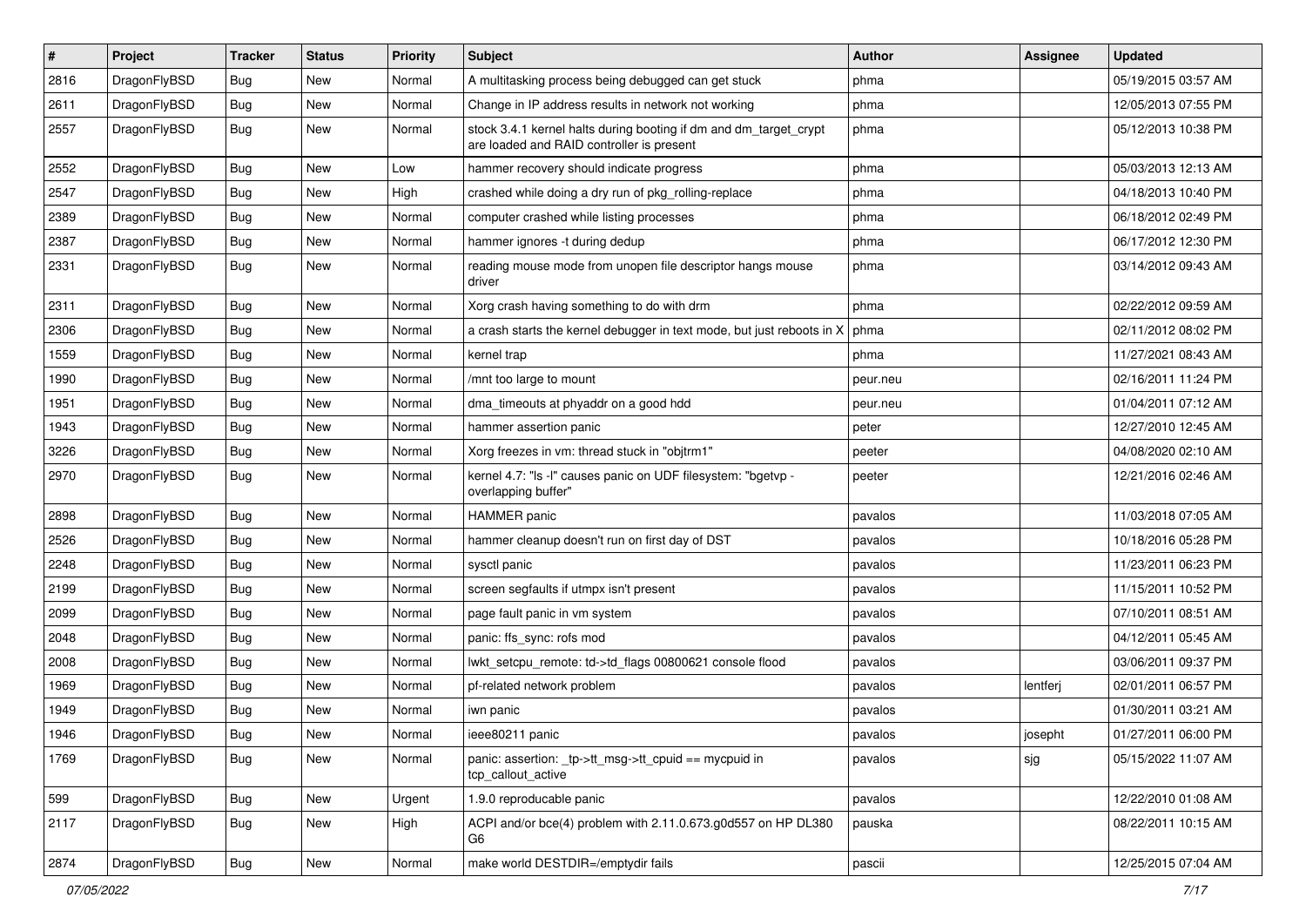| # | Project | Tracker | Status | Priority | Subject | Author | Assignee | Updated |
|---|---|---|---|---|---|---|---|---|
| 2816 | DragonFlyBSD | Bug | New | Normal | A multitasking process being debugged can get stuck | phma | | 05/19/2015 03:57 AM |
| 2611 | DragonFlyBSD | Bug | New | Normal | Change in IP address results in network not working | phma | | 12/05/2013 07:55 PM |
| 2557 | DragonFlyBSD | Bug | New | Normal | stock 3.4.1 kernel halts during booting if dm and dm_target_crypt are loaded and RAID controller is present | phma | | 05/12/2013 10:38 PM |
| 2552 | DragonFlyBSD | Bug | New | Low | hammer recovery should indicate progress | phma | | 05/03/2013 12:13 AM |
| 2547 | DragonFlyBSD | Bug | New | High | crashed while doing a dry run of pkg_rolling-replace | phma | | 04/18/2013 10:40 PM |
| 2389 | DragonFlyBSD | Bug | New | Normal | computer crashed while listing processes | phma | | 06/18/2012 02:49 PM |
| 2387 | DragonFlyBSD | Bug | New | Normal | hammer ignores -t during dedup | phma | | 06/17/2012 12:30 PM |
| 2331 | DragonFlyBSD | Bug | New | Normal | reading mouse mode from unopen file descriptor hangs mouse driver | phma | | 03/14/2012 09:43 AM |
| 2311 | DragonFlyBSD | Bug | New | Normal | Xorg crash having something to do with drm | phma | | 02/22/2012 09:59 AM |
| 2306 | DragonFlyBSD | Bug | New | Normal | a crash starts the kernel debugger in text mode, but just reboots in X | phma | | 02/11/2012 08:02 PM |
| 1559 | DragonFlyBSD | Bug | New | Normal | kernel trap | phma | | 11/27/2021 08:43 AM |
| 1990 | DragonFlyBSD | Bug | New | Normal | /mnt too large to mount | peur.neu | | 02/16/2011 11:24 PM |
| 1951 | DragonFlyBSD | Bug | New | Normal | dma_timeouts at phyaddr on a good hdd | peur.neu | | 01/04/2011 07:12 AM |
| 1943 | DragonFlyBSD | Bug | New | Normal | hammer assertion panic | peter | | 12/27/2010 12:45 AM |
| 3226 | DragonFlyBSD | Bug | New | Normal | Xorg freezes in vm: thread stuck in "objtrm1" | peeter | | 04/08/2020 02:10 AM |
| 2970 | DragonFlyBSD | Bug | New | Normal | kernel 4.7: "ls -l" causes panic on UDF filesystem: "bgetvp - overlapping buffer" | peeter | | 12/21/2016 02:46 AM |
| 2898 | DragonFlyBSD | Bug | New | Normal | HAMMER panic | pavalos | | 11/03/2018 07:05 AM |
| 2526 | DragonFlyBSD | Bug | New | Normal | hammer cleanup doesn't run on first day of DST | pavalos | | 10/18/2016 05:28 PM |
| 2248 | DragonFlyBSD | Bug | New | Normal | sysctl panic | pavalos | | 11/23/2011 06:23 PM |
| 2199 | DragonFlyBSD | Bug | New | Normal | screen segfaults if utmpx isn't present | pavalos | | 11/15/2011 10:52 PM |
| 2099 | DragonFlyBSD | Bug | New | Normal | page fault panic in vm system | pavalos | | 07/10/2011 08:51 AM |
| 2048 | DragonFlyBSD | Bug | New | Normal | panic: ffs_sync: rofs mod | pavalos | | 04/12/2011 05:45 AM |
| 2008 | DragonFlyBSD | Bug | New | Normal | lwkt_setcpu_remote: td->td_flags 00800621 console flood | pavalos | | 03/06/2011 09:37 PM |
| 1969 | DragonFlyBSD | Bug | New | Normal | pf-related network problem | pavalos | lentferj | 02/01/2011 06:57 PM |
| 1949 | DragonFlyBSD | Bug | New | Normal | iwn panic | pavalos | | 01/30/2011 03:21 AM |
| 1946 | DragonFlyBSD | Bug | New | Normal | ieee80211 panic | pavalos | josepht | 01/27/2011 06:00 PM |
| 1769 | DragonFlyBSD | Bug | New | Normal | panic: assertion: _tp->tt_msg->tt_cpuid == mycpuid in tcp_callout_active | pavalos | sjg | 05/15/2022 11:07 AM |
| 599 | DragonFlyBSD | Bug | New | Urgent | 1.9.0 reproducable panic | pavalos | | 12/22/2010 01:08 AM |
| 2117 | DragonFlyBSD | Bug | New | High | ACPI and/or bce(4) problem with 2.11.0.673.g0d557 on HP DL380 G6 | pauska | | 08/22/2011 10:15 AM |
| 2874 | DragonFlyBSD | Bug | New | Normal | make world DESTDIR=/emptydir fails | pascii | | 12/25/2015 07:04 AM |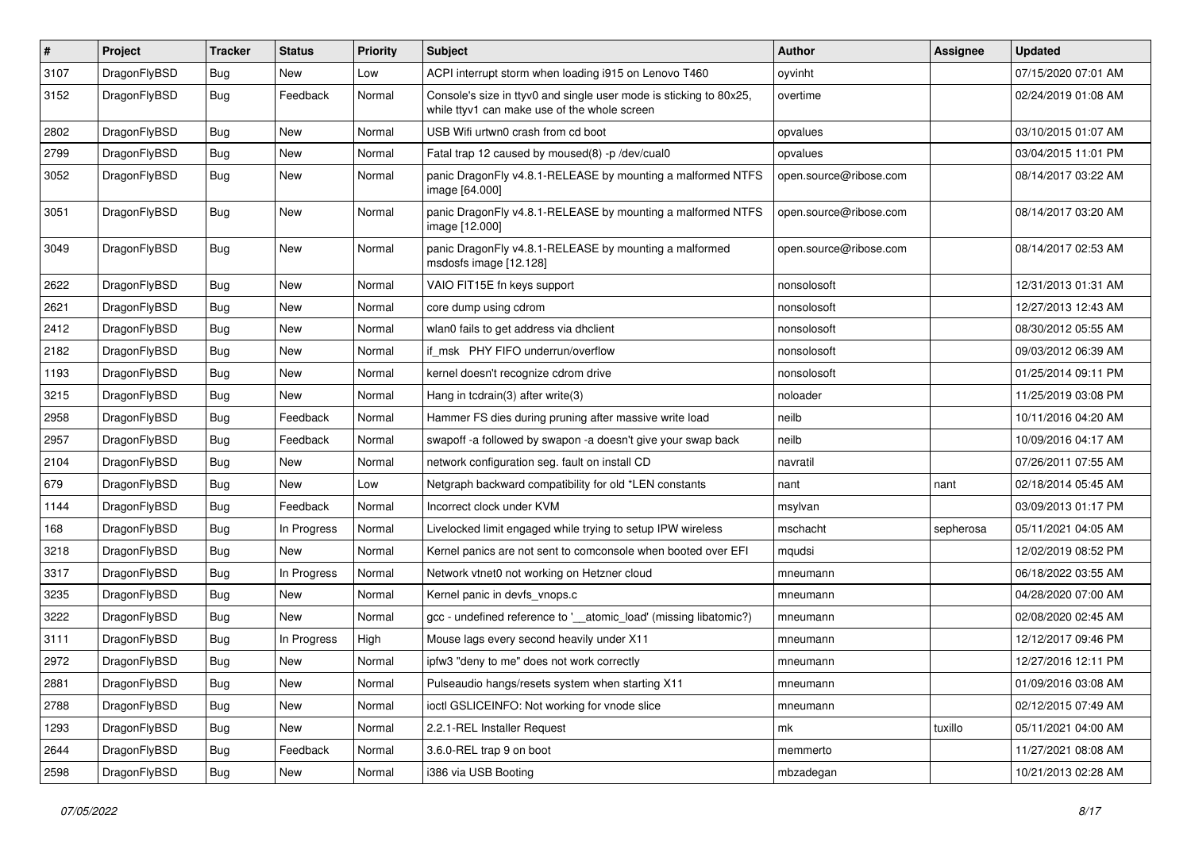| # | Project | Tracker | Status | Priority | Subject | Author | Assignee | Updated |
|---|---|---|---|---|---|---|---|---|
| 3107 | DragonFlyBSD | Bug | New | Low | ACPI interrupt storm when loading i915 on Lenovo T460 | oyvinht | | 07/15/2020 07:01 AM |
| 3152 | DragonFlyBSD | Bug | Feedback | Normal | Console's size in ttyv0 and single user mode is sticking to 80x25, while ttyv1 can make use of the whole screen | overtime | | 02/24/2019 01:08 AM |
| 2802 | DragonFlyBSD | Bug | New | Normal | USB Wifi urtwn0 crash from cd boot | opvalues | | 03/10/2015 01:07 AM |
| 2799 | DragonFlyBSD | Bug | New | Normal | Fatal trap 12 caused by moused(8) -p /dev/cual0 | opvalues | | 03/04/2015 11:01 PM |
| 3052 | DragonFlyBSD | Bug | New | Normal | panic DragonFly v4.8.1-RELEASE by mounting a malformed NTFS image [64.000] | open.source@ribose.com | | 08/14/2017 03:22 AM |
| 3051 | DragonFlyBSD | Bug | New | Normal | panic DragonFly v4.8.1-RELEASE by mounting a malformed NTFS image [12.000] | open.source@ribose.com | | 08/14/2017 03:20 AM |
| 3049 | DragonFlyBSD | Bug | New | Normal | panic DragonFly v4.8.1-RELEASE by mounting a malformed msdosfs image [12.128] | open.source@ribose.com | | 08/14/2017 02:53 AM |
| 2622 | DragonFlyBSD | Bug | New | Normal | VAIO FIT15E fn keys support | nonsolosoft | | 12/31/2013 01:31 AM |
| 2621 | DragonFlyBSD | Bug | New | Normal | core dump using cdrom | nonsolosoft | | 12/27/2013 12:43 AM |
| 2412 | DragonFlyBSD | Bug | New | Normal | wlan0 fails to get address via dhclient | nonsolosoft | | 08/30/2012 05:55 AM |
| 2182 | DragonFlyBSD | Bug | New | Normal | if_msk PHY FIFO underrun/overflow | nonsolosoft | | 09/03/2012 06:39 AM |
| 1193 | DragonFlyBSD | Bug | New | Normal | kernel doesn't recognize cdrom drive | nonsolosoft | | 01/25/2014 09:11 PM |
| 3215 | DragonFlyBSD | Bug | New | Normal | Hang in tcdrain(3) after write(3) | noloader | | 11/25/2019 03:08 PM |
| 2958 | DragonFlyBSD | Bug | Feedback | Normal | Hammer FS dies during pruning after massive write load | neilb | | 10/11/2016 04:20 AM |
| 2957 | DragonFlyBSD | Bug | Feedback | Normal | swapoff -a followed by swapon -a doesn't give your swap back | neilb | | 10/09/2016 04:17 AM |
| 2104 | DragonFlyBSD | Bug | New | Normal | network configuration seg. fault on install CD | navratil | | 07/26/2011 07:55 AM |
| 679 | DragonFlyBSD | Bug | New | Low | Netgraph backward compatibility for old *LEN constants | nant | nant | 02/18/2014 05:45 AM |
| 1144 | DragonFlyBSD | Bug | Feedback | Normal | Incorrect clock under KVM | msylvan | | 03/09/2013 01:17 PM |
| 168 | DragonFlyBSD | Bug | In Progress | Normal | Livelocked limit engaged while trying to setup IPW wireless | mschacht | sepherosa | 05/11/2021 04:05 AM |
| 3218 | DragonFlyBSD | Bug | New | Normal | Kernel panics are not sent to comconsole when booted over EFI | mqudsi | | 12/02/2019 08:52 PM |
| 3317 | DragonFlyBSD | Bug | In Progress | Normal | Network vtnet0 not working on Hetzner cloud | mneumann | | 06/18/2022 03:55 AM |
| 3235 | DragonFlyBSD | Bug | New | Normal | Kernel panic in devfs_vnops.c | mneumann | | 04/28/2020 07:00 AM |
| 3222 | DragonFlyBSD | Bug | New | Normal | gcc - undefined reference to '__atomic_load' (missing libatomic?) | mneumann | | 02/08/2020 02:45 AM |
| 3111 | DragonFlyBSD | Bug | In Progress | High | Mouse lags every second heavily under X11 | mneumann | | 12/12/2017 09:46 PM |
| 2972 | DragonFlyBSD | Bug | New | Normal | ipfw3 "deny to me" does not work correctly | mneumann | | 12/27/2016 12:11 PM |
| 2881 | DragonFlyBSD | Bug | New | Normal | Pulseaudio hangs/resets system when starting X11 | mneumann | | 01/09/2016 03:08 AM |
| 2788 | DragonFlyBSD | Bug | New | Normal | ioctl GSLICEINFO: Not working for vnode slice | mneumann | | 02/12/2015 07:49 AM |
| 1293 | DragonFlyBSD | Bug | New | Normal | 2.2.1-REL Installer Request | mk | tuxillo | 05/11/2021 04:00 AM |
| 2644 | DragonFlyBSD | Bug | Feedback | Normal | 3.6.0-REL trap 9 on boot | memmerto | | 11/27/2021 08:08 AM |
| 2598 | DragonFlyBSD | Bug | New | Normal | i386 via USB Booting | mbzadegan | | 10/21/2013 02:28 AM |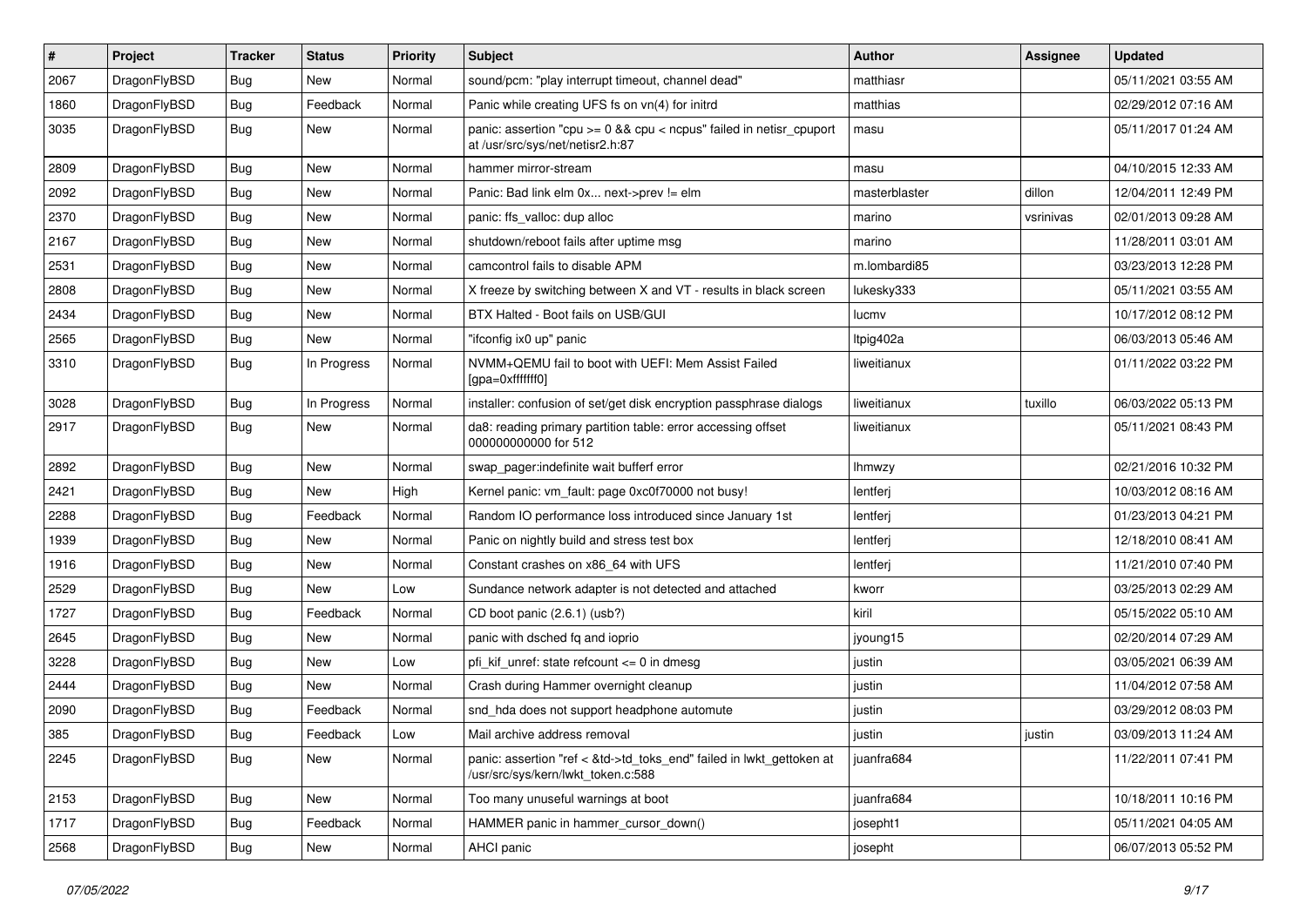| # | Project | Tracker | Status | Priority | Subject | Author | Assignee | Updated |
| --- | --- | --- | --- | --- | --- | --- | --- | --- |
| 2067 | DragonFlyBSD | Bug | New | Normal | sound/pcm: "play interrupt timeout, channel dead" | matthiasr |  | 05/11/2021 03:55 AM |
| 1860 | DragonFlyBSD | Bug | Feedback | Normal | Panic while creating UFS fs on vn(4) for initrd | matthias |  | 02/29/2012 07:16 AM |
| 3035 | DragonFlyBSD | Bug | New | Normal | panic: assertion "cpu >= 0 && cpu < ncpus" failed in netisr_cpuport at /usr/src/sys/net/netisr2.h:87 | masu |  | 05/11/2017 01:24 AM |
| 2809 | DragonFlyBSD | Bug | New | Normal | hammer mirror-stream | masu |  | 04/10/2015 12:33 AM |
| 2092 | DragonFlyBSD | Bug | New | Normal | Panic: Bad link elm 0x... next->prev != elm | masterblaster | dillon | 12/04/2011 12:49 PM |
| 2370 | DragonFlyBSD | Bug | New | Normal | panic: ffs_valloc: dup alloc | marino | vsrinivas | 02/01/2013 09:28 AM |
| 2167 | DragonFlyBSD | Bug | New | Normal | shutdown/reboot fails after uptime msg | marino |  | 11/28/2011 03:01 AM |
| 2531 | DragonFlyBSD | Bug | New | Normal | camcontrol fails to disable APM | m.lombardi85 |  | 03/23/2013 12:28 PM |
| 2808 | DragonFlyBSD | Bug | New | Normal | X freeze by switching between X and VT - results in black screen | lukesky333 |  | 05/11/2021 03:55 AM |
| 2434 | DragonFlyBSD | Bug | New | Normal | BTX Halted - Boot fails on USB/GUI | lucmv |  | 10/17/2012 08:12 PM |
| 2565 | DragonFlyBSD | Bug | New | Normal | "ifconfig ix0 up" panic | ltpig402a |  | 06/03/2013 05:46 AM |
| 3310 | DragonFlyBSD | Bug | In Progress | Normal | NVMM+QEMU fail to boot with UEFI: Mem Assist Failed [gpa=0xfffffff0] | liweitianux |  | 01/11/2022 03:22 PM |
| 3028 | DragonFlyBSD | Bug | In Progress | Normal | installer: confusion of set/get disk encryption passphrase dialogs | liweitianux | tuxillo | 06/03/2022 05:13 PM |
| 2917 | DragonFlyBSD | Bug | New | Normal | da8: reading primary partition table: error accessing offset 000000000000 for 512 | liweitianux |  | 05/11/2021 08:43 PM |
| 2892 | DragonFlyBSD | Bug | New | Normal | swap_pager:indefinite wait bufferf error | lhmwzy |  | 02/21/2016 10:32 PM |
| 2421 | DragonFlyBSD | Bug | New | High | Kernel panic: vm_fault: page 0xc0f70000 not busy! | lentferj |  | 10/03/2012 08:16 AM |
| 2288 | DragonFlyBSD | Bug | Feedback | Normal | Random IO performance loss introduced since January 1st | lentferj |  | 01/23/2013 04:21 PM |
| 1939 | DragonFlyBSD | Bug | New | Normal | Panic on nightly build and stress test box | lentferj |  | 12/18/2010 08:41 AM |
| 1916 | DragonFlyBSD | Bug | New | Normal | Constant crashes on x86_64 with UFS | lentferj |  | 11/21/2010 07:40 PM |
| 2529 | DragonFlyBSD | Bug | New | Low | Sundance network adapter is not detected and attached | kworr |  | 03/25/2013 02:29 AM |
| 1727 | DragonFlyBSD | Bug | Feedback | Normal | CD boot panic (2.6.1) (usb?) | kiril |  | 05/15/2022 05:10 AM |
| 2645 | DragonFlyBSD | Bug | New | Normal | panic with dsched fq and ioprio | jyoung15 |  | 02/20/2014 07:29 AM |
| 3228 | DragonFlyBSD | Bug | New | Low | pfi_kif_unref: state refcount <= 0 in dmesg | justin |  | 03/05/2021 06:39 AM |
| 2444 | DragonFlyBSD | Bug | New | Normal | Crash during Hammer overnight cleanup | justin |  | 11/04/2012 07:58 AM |
| 2090 | DragonFlyBSD | Bug | Feedback | Normal | snd_hda does not support headphone automute | justin |  | 03/29/2012 08:03 PM |
| 385 | DragonFlyBSD | Bug | Feedback | Low | Mail archive address removal | justin | justin | 03/09/2013 11:24 AM |
| 2245 | DragonFlyBSD | Bug | New | Normal | panic: assertion "ref < &td->td_toks_end" failed in lwkt_gettoken at /usr/src/sys/kern/lwkt_token.c:588 | juanfra684 |  | 11/22/2011 07:41 PM |
| 2153 | DragonFlyBSD | Bug | New | Normal | Too many unuseful warnings at boot | juanfra684 |  | 10/18/2011 10:16 PM |
| 1717 | DragonFlyBSD | Bug | Feedback | Normal | HAMMER panic in hammer_cursor_down() | josepht1 |  | 05/11/2021 04:05 AM |
| 2568 | DragonFlyBSD | Bug | New | Normal | AHCI panic | josepht |  | 06/07/2013 05:52 PM |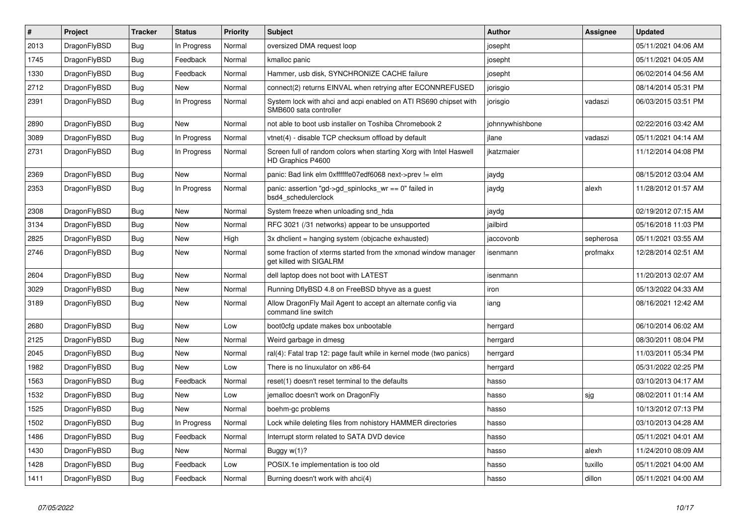| # | Project | Tracker | Status | Priority | Subject | Author | Assignee | Updated |
|---|---|---|---|---|---|---|---|---|
| 2013 | DragonFlyBSD | Bug | In Progress | Normal | oversized DMA request loop | josepht | | 05/11/2021 04:06 AM |
| 1745 | DragonFlyBSD | Bug | Feedback | Normal | kmalloc panic | josepht | | 05/11/2021 04:05 AM |
| 1330 | DragonFlyBSD | Bug | Feedback | Normal | Hammer, usb disk, SYNCHRONIZE CACHE failure | josepht | | 06/02/2014 04:56 AM |
| 2712 | DragonFlyBSD | Bug | New | Normal | connect(2) returns EINVAL when retrying after ECONNREFUSED | jorisgio | | 08/14/2014 05:31 PM |
| 2391 | DragonFlyBSD | Bug | In Progress | Normal | System lock with ahci and acpi enabled on ATI RS690 chipset with SMB600 sata controller | jorisgio | vadaszi | 06/03/2015 03:51 PM |
| 2890 | DragonFlyBSD | Bug | New | Normal | not able to boot usb installer on Toshiba Chromebook 2 | johnnywhishbone | | 02/22/2016 03:42 AM |
| 3089 | DragonFlyBSD | Bug | In Progress | Normal | vtnet(4) - disable TCP checksum offload by default | jlane | vadaszi | 05/11/2021 04:14 AM |
| 2731 | DragonFlyBSD | Bug | In Progress | Normal | Screen full of random colors when starting Xorg with Intel Haswell HD Graphics P4600 | jkatzmaier | | 11/12/2014 04:08 PM |
| 2369 | DragonFlyBSD | Bug | New | Normal | panic: Bad link elm 0xffffffe07edf6068 next->prev != elm | jaydg | | 08/15/2012 03:04 AM |
| 2353 | DragonFlyBSD | Bug | In Progress | Normal | panic: assertion "gd->gd_spinlocks_wr == 0" failed in bsd4_schedulerclock | jaydg | alexh | 11/28/2012 01:57 AM |
| 2308 | DragonFlyBSD | Bug | New | Normal | System freeze when unloading snd_hda | jaydg | | 02/19/2012 07:15 AM |
| 3134 | DragonFlyBSD | Bug | New | Normal | RFC 3021 (/31 networks) appear to be unsupported | jailbird | | 05/16/2018 11:03 PM |
| 2825 | DragonFlyBSD | Bug | New | High | 3x dhclient = hanging system (objcache exhausted) | jaccovonb | sepherosa | 05/11/2021 03:55 AM |
| 2746 | DragonFlyBSD | Bug | New | Normal | some fraction of xterms started from the xmonad window manager get killed with SIGALRM | isenmann | profmakx | 12/28/2014 02:51 AM |
| 2604 | DragonFlyBSD | Bug | New | Normal | dell laptop does not boot with LATEST | isenmann | | 11/20/2013 02:07 AM |
| 3029 | DragonFlyBSD | Bug | New | Normal | Running DflyBSD 4.8 on FreeBSD bhyve as a guest | iron | | 05/13/2022 04:33 AM |
| 3189 | DragonFlyBSD | Bug | New | Normal | Allow DragonFly Mail Agent to accept an alternate config via command line switch | iang | | 08/16/2021 12:42 AM |
| 2680 | DragonFlyBSD | Bug | New | Low | boot0cfg update makes box unbootable | herrgard | | 06/10/2014 06:02 AM |
| 2125 | DragonFlyBSD | Bug | New | Normal | Weird garbage in dmesg | herrgard | | 08/30/2011 08:04 PM |
| 2045 | DragonFlyBSD | Bug | New | Normal | ral(4): Fatal trap 12: page fault while in kernel mode (two panics) | herrgard | | 11/03/2011 05:34 PM |
| 1982 | DragonFlyBSD | Bug | New | Low | There is no linuxulator on x86-64 | herrgard | | 05/31/2022 02:25 PM |
| 1563 | DragonFlyBSD | Bug | Feedback | Normal | reset(1) doesn't reset terminal to the defaults | hasso | | 03/10/2013 04:17 AM |
| 1532 | DragonFlyBSD | Bug | New | Low | jemalloc doesn't work on DragonFly | hasso | sjg | 08/02/2011 01:14 AM |
| 1525 | DragonFlyBSD | Bug | New | Normal | boehm-gc problems | hasso | | 10/13/2012 07:13 PM |
| 1502 | DragonFlyBSD | Bug | In Progress | Normal | Lock while deleting files from nohistory HAMMER directories | hasso | | 03/10/2013 04:28 AM |
| 1486 | DragonFlyBSD | Bug | Feedback | Normal | Interrupt storm related to SATA DVD device | hasso | | 05/11/2021 04:01 AM |
| 1430 | DragonFlyBSD | Bug | New | Normal | Buggy w(1)? | hasso | alexh | 11/24/2010 08:09 AM |
| 1428 | DragonFlyBSD | Bug | Feedback | Low | POSIX.1e implementation is too old | hasso | tuxillo | 05/11/2021 04:00 AM |
| 1411 | DragonFlyBSD | Bug | Feedback | Normal | Burning doesn't work with ahci(4) | hasso | dillon | 05/11/2021 04:00 AM |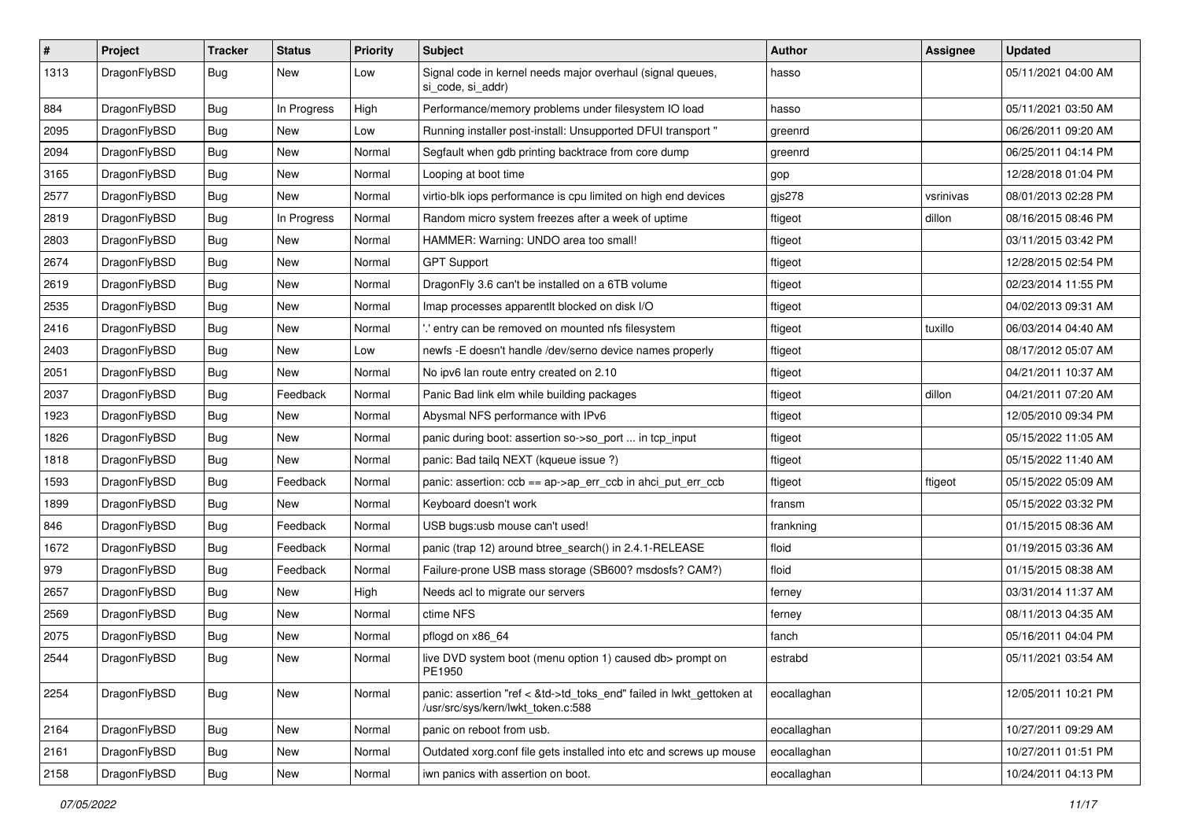| # | Project | Tracker | Status | Priority | Subject | Author | Assignee | Updated |
|---|---|---|---|---|---|---|---|---|
| 1313 | DragonFlyBSD | Bug | New | Low | Signal code in kernel needs major overhaul (signal queues, si_code, si_addr) | hasso | | 05/11/2021 04:00 AM |
| 884 | DragonFlyBSD | Bug | In Progress | High | Performance/memory problems under filesystem IO load | hasso | | 05/11/2021 03:50 AM |
| 2095 | DragonFlyBSD | Bug | New | Low | Running installer post-install: Unsupported DFUI transport " | greenrd | | 06/26/2011 09:20 AM |
| 2094 | DragonFlyBSD | Bug | New | Normal | Segfault when gdb printing backtrace from core dump | greenrd | | 06/25/2011 04:14 PM |
| 3165 | DragonFlyBSD | Bug | New | Normal | Looping at boot time | gop | | 12/28/2018 01:04 PM |
| 2577 | DragonFlyBSD | Bug | New | Normal | virtio-blk iops performance is cpu limited on high end devices | gjs278 | vsrinivas | 08/01/2013 02:28 PM |
| 2819 | DragonFlyBSD | Bug | In Progress | Normal | Random micro system freezes after a week of uptime | ftigeot | dillon | 08/16/2015 08:46 PM |
| 2803 | DragonFlyBSD | Bug | New | Normal | HAMMER: Warning: UNDO area too small! | ftigeot | | 03/11/2015 03:42 PM |
| 2674 | DragonFlyBSD | Bug | New | Normal | GPT Support | ftigeot | | 12/28/2015 02:54 PM |
| 2619 | DragonFlyBSD | Bug | New | Normal | DragonFly 3.6 can't be installed on a 6TB volume | ftigeot | | 02/23/2014 11:55 PM |
| 2535 | DragonFlyBSD | Bug | New | Normal | Imap processes apparentlt blocked on disk I/O | ftigeot | | 04/02/2013 09:31 AM |
| 2416 | DragonFlyBSD | Bug | New | Normal | '.' entry can be removed on mounted nfs filesystem | ftigeot | tuxillo | 06/03/2014 04:40 AM |
| 2403 | DragonFlyBSD | Bug | New | Low | newfs -E doesn't handle /dev/serno device names properly | ftigeot | | 08/17/2012 05:07 AM |
| 2051 | DragonFlyBSD | Bug | New | Normal | No ipv6 lan route entry created on 2.10 | ftigeot | | 04/21/2011 10:37 AM |
| 2037 | DragonFlyBSD | Bug | Feedback | Normal | Panic Bad link elm while building packages | ftigeot | dillon | 04/21/2011 07:20 AM |
| 1923 | DragonFlyBSD | Bug | New | Normal | Abysmal NFS performance with IPv6 | ftigeot | | 12/05/2010 09:34 PM |
| 1826 | DragonFlyBSD | Bug | New | Normal | panic during boot: assertion so->so_port ... in tcp_input | ftigeot | | 05/15/2022 11:05 AM |
| 1818 | DragonFlyBSD | Bug | New | Normal | panic: Bad tailq NEXT (kqueue issue ?) | ftigeot | | 05/15/2022 11:40 AM |
| 1593 | DragonFlyBSD | Bug | Feedback | Normal | panic: assertion: ccb == ap->ap_err_ccb in ahci_put_err_ccb | ftigeot | ftigeot | 05/15/2022 05:09 AM |
| 1899 | DragonFlyBSD | Bug | New | Normal | Keyboard doesn't work | fransm | | 05/15/2022 03:32 PM |
| 846 | DragonFlyBSD | Bug | Feedback | Normal | USB bugs:usb mouse can't used! | frankning | | 01/15/2015 08:36 AM |
| 1672 | DragonFlyBSD | Bug | Feedback | Normal | panic (trap 12) around btree_search() in 2.4.1-RELEASE | floid | | 01/19/2015 03:36 AM |
| 979 | DragonFlyBSD | Bug | Feedback | Normal | Failure-prone USB mass storage (SB600? msdosfs? CAM?) | floid | | 01/15/2015 08:38 AM |
| 2657 | DragonFlyBSD | Bug | New | High | Needs acl to migrate our servers | ferney | | 03/31/2014 11:37 AM |
| 2569 | DragonFlyBSD | Bug | New | Normal | ctime NFS | ferney | | 08/11/2013 04:35 AM |
| 2075 | DragonFlyBSD | Bug | New | Normal | pflogd on x86_64 | fanch | | 05/16/2011 04:04 PM |
| 2544 | DragonFlyBSD | Bug | New | Normal | live DVD system boot (menu option 1) caused db> prompt on PE1950 | estrabd | | 05/11/2021 03:54 AM |
| 2254 | DragonFlyBSD | Bug | New | Normal | panic: assertion "ref < &td->td_toks_end" failed in lwkt_gettoken at /usr/src/sys/kern/lwkt_token.c:588 | eocallaghan | | 12/05/2011 10:21 PM |
| 2164 | DragonFlyBSD | Bug | New | Normal | panic on reboot from usb. | eocallaghan | | 10/27/2011 09:29 AM |
| 2161 | DragonFlyBSD | Bug | New | Normal | Outdated xorg.conf file gets installed into etc and screws up mouse | eocallaghan | | 10/27/2011 01:51 PM |
| 2158 | DragonFlyBSD | Bug | New | Normal | iwn panics with assertion on boot. | eocallaghan | | 10/24/2011 04:13 PM |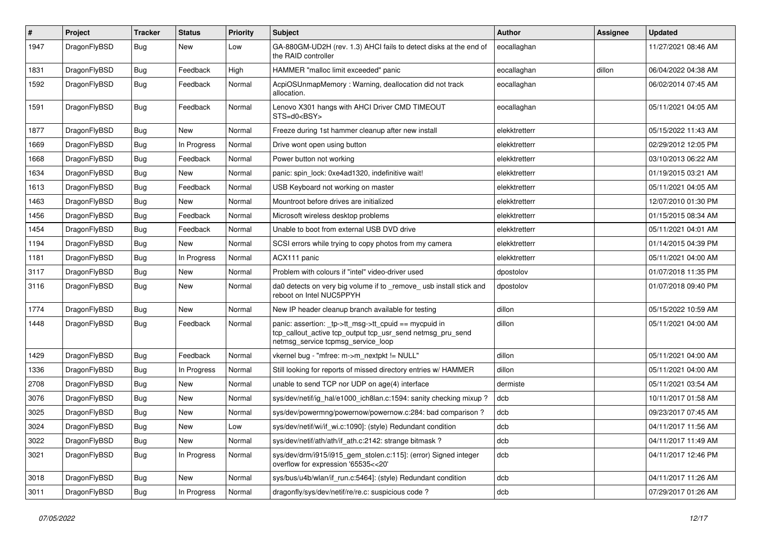| # | Project | Tracker | Status | Priority | Subject | Author | Assignee | Updated |
|---|---|---|---|---|---|---|---|---|
| 1947 | DragonFlyBSD | Bug | New | Low | GA-880GM-UD2H (rev. 1.3) AHCI fails to detect disks at the end of the RAID controller | eocallaghan | | 11/27/2021 08:46 AM |
| 1831 | DragonFlyBSD | Bug | Feedback | High | HAMMER "malloc limit exceeded" panic | eocallaghan | dillon | 06/04/2022 04:38 AM |
| 1592 | DragonFlyBSD | Bug | Feedback | Normal | AcpiOSUnmapMemory : Warning, deallocation did not track allocation. | eocallaghan | | 06/02/2014 07:45 AM |
| 1591 | DragonFlyBSD | Bug | Feedback | Normal | Lenovo X301 hangs with AHCI Driver CMD TIMEOUT STS=d0<BSY> | eocallaghan | | 05/11/2021 04:05 AM |
| 1877 | DragonFlyBSD | Bug | New | Normal | Freeze during 1st hammer cleanup after new install | elekktretterr | | 05/15/2022 11:43 AM |
| 1669 | DragonFlyBSD | Bug | In Progress | Normal | Drive wont open using button | elekktretterr | | 02/29/2012 12:05 PM |
| 1668 | DragonFlyBSD | Bug | Feedback | Normal | Power button not working | elekktretterr | | 03/10/2013 06:22 AM |
| 1634 | DragonFlyBSD | Bug | New | Normal | panic: spin_lock: 0xe4ad1320, indefinitive wait! | elekktretterr | | 01/19/2015 03:21 AM |
| 1613 | DragonFlyBSD | Bug | Feedback | Normal | USB Keyboard not working on master | elekktretterr | | 05/11/2021 04:05 AM |
| 1463 | DragonFlyBSD | Bug | New | Normal | Mountroot before drives are initialized | elekktretterr | | 12/07/2010 01:30 PM |
| 1456 | DragonFlyBSD | Bug | Feedback | Normal | Microsoft wireless desktop problems | elekktretterr | | 01/15/2015 08:34 AM |
| 1454 | DragonFlyBSD | Bug | Feedback | Normal | Unable to boot from external USB DVD drive | elekktretterr | | 05/11/2021 04:01 AM |
| 1194 | DragonFlyBSD | Bug | New | Normal | SCSI errors while trying to copy photos from my camera | elekktretterr | | 01/14/2015 04:39 PM |
| 1181 | DragonFlyBSD | Bug | In Progress | Normal | ACX111 panic | elekktretterr | | 05/11/2021 04:00 AM |
| 3117 | DragonFlyBSD | Bug | New | Normal | Problem with colours if "intel" video-driver used | dpostolov | | 01/07/2018 11:35 PM |
| 3116 | DragonFlyBSD | Bug | New | Normal | da0 detects on very big volume if to _remove_ usb install stick and reboot on Intel NUC5PPYH | dpostolov | | 01/07/2018 09:40 PM |
| 1774 | DragonFlyBSD | Bug | New | Normal | New IP header cleanup branch available for testing | dillon | | 05/15/2022 10:59 AM |
| 1448 | DragonFlyBSD | Bug | Feedback | Normal | panic: assertion: _tp->tt_msg->tt_cpuid == mycpuid in tcp_callout_active tcp_output tcp_usr_send netmsg_pru_send netmsg_service tcpmsg_service_loop | dillon | | 05/11/2021 04:00 AM |
| 1429 | DragonFlyBSD | Bug | Feedback | Normal | vkernel bug - "mfree: m->m_nextpkt != NULL" | dillon | | 05/11/2021 04:00 AM |
| 1336 | DragonFlyBSD | Bug | In Progress | Normal | Still looking for reports of missed directory entries w/ HAMMER | dillon | | 05/11/2021 04:00 AM |
| 2708 | DragonFlyBSD | Bug | New | Normal | unable to send TCP nor UDP on age(4) interface | dermiste | | 05/11/2021 03:54 AM |
| 3076 | DragonFlyBSD | Bug | New | Normal | sys/dev/netif/ig_hal/e1000_ich8lan.c:1594: sanity checking mixup ? | dcb | | 10/11/2017 01:58 AM |
| 3025 | DragonFlyBSD | Bug | New | Normal | sys/dev/powermng/powernow/powernow.c:284: bad comparison ? | dcb | | 09/23/2017 07:45 AM |
| 3024 | DragonFlyBSD | Bug | New | Low | sys/dev/netif/wi/if_wi.c:1090]: (style) Redundant condition | dcb | | 04/11/2017 11:56 AM |
| 3022 | DragonFlyBSD | Bug | New | Normal | sys/dev/netif/ath/ath/if_ath.c:2142: strange bitmask ? | dcb | | 04/11/2017 11:49 AM |
| 3021 | DragonFlyBSD | Bug | In Progress | Normal | sys/dev/drm/i915/i915_gem_stolen.c:115]: (error) Signed integer overflow for expression '65535<<20' | dcb | | 04/11/2017 12:46 PM |
| 3018 | DragonFlyBSD | Bug | New | Normal | sys/bus/u4b/wlan/if_run.c:5464]: (style) Redundant condition | dcb | | 04/11/2017 11:26 AM |
| 3011 | DragonFlyBSD | Bug | In Progress | Normal | dragonfly/sys/dev/netif/re/re.c: suspicious code ? | dcb | | 07/29/2017 01:26 AM |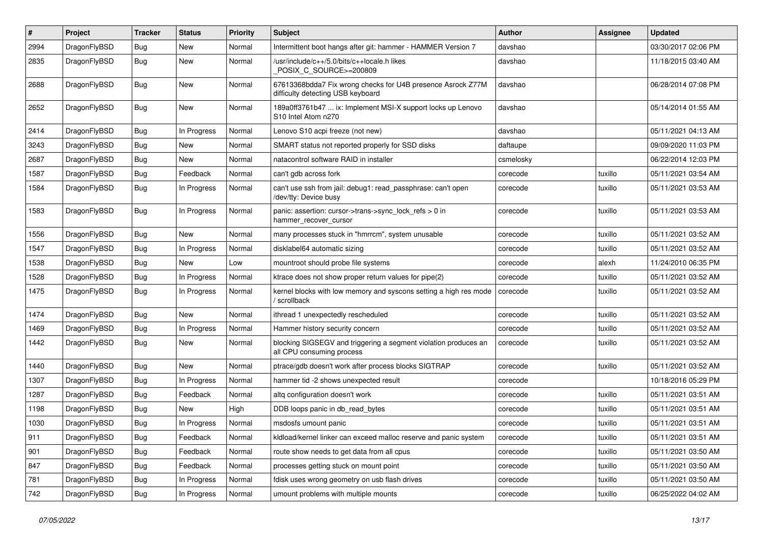| # | Project | Tracker | Status | Priority | Subject | Author | Assignee | Updated |
|---|---|---|---|---|---|---|---|---|
| 2994 | DragonFlyBSD | Bug | New | Normal | Intermittent boot hangs after git: hammer - HAMMER Version 7 | davshao | | 03/30/2017 02:06 PM |
| 2835 | DragonFlyBSD | Bug | New | Normal | /usr/include/c++/5.0/bits/c++locale.h likes _POSIX_C_SOURCE>=200809 | davshao | | 11/18/2015 03:40 AM |
| 2688 | DragonFlyBSD | Bug | New | Normal | 67613368bdda7 Fix wrong checks for U4B presence Asrock Z77M difficulty detecting USB keyboard | davshao | | 06/28/2014 07:08 PM |
| 2652 | DragonFlyBSD | Bug | New | Normal | 189a0ff3761b47 ... ix: Implement MSI-X support locks up Lenovo S10 Intel Atom n270 | davshao | | 05/14/2014 01:55 AM |
| 2414 | DragonFlyBSD | Bug | In Progress | Normal | Lenovo S10 acpi freeze (not new) | davshao | | 05/11/2021 04:13 AM |
| 3243 | DragonFlyBSD | Bug | New | Normal | SMART status not reported properly for SSD disks | daftaupe | | 09/09/2020 11:03 PM |
| 2687 | DragonFlyBSD | Bug | New | Normal | natacontrol software RAID in installer | csmelosky | | 06/22/2014 12:03 PM |
| 1587 | DragonFlyBSD | Bug | Feedback | Normal | can't gdb across fork | corecode | tuxillo | 05/11/2021 03:54 AM |
| 1584 | DragonFlyBSD | Bug | In Progress | Normal | can't use ssh from jail: debug1: read_passphrase: can't open /dev/tty: Device busy | corecode | tuxillo | 05/11/2021 03:53 AM |
| 1583 | DragonFlyBSD | Bug | In Progress | Normal | panic: assertion: cursor->trans->sync_lock_refs > 0 in hammer_recover_cursor | corecode | tuxillo | 05/11/2021 03:53 AM |
| 1556 | DragonFlyBSD | Bug | New | Normal | many processes stuck in "hmrrcm", system unusable | corecode | tuxillo | 05/11/2021 03:52 AM |
| 1547 | DragonFlyBSD | Bug | In Progress | Normal | disklabel64 automatic sizing | corecode | tuxillo | 05/11/2021 03:52 AM |
| 1538 | DragonFlyBSD | Bug | New | Low | mountroot should probe file systems | corecode | alexh | 11/24/2010 06:35 PM |
| 1528 | DragonFlyBSD | Bug | In Progress | Normal | ktrace does not show proper return values for pipe(2) | corecode | tuxillo | 05/11/2021 03:52 AM |
| 1475 | DragonFlyBSD | Bug | In Progress | Normal | kernel blocks with low memory and syscons setting a high res mode / scrollback | corecode | tuxillo | 05/11/2021 03:52 AM |
| 1474 | DragonFlyBSD | Bug | New | Normal | ithread 1 unexpectedly rescheduled | corecode | tuxillo | 05/11/2021 03:52 AM |
| 1469 | DragonFlyBSD | Bug | In Progress | Normal | Hammer history security concern | corecode | tuxillo | 05/11/2021 03:52 AM |
| 1442 | DragonFlyBSD | Bug | New | Normal | blocking SIGSEGV and triggering a segment violation produces an all CPU consuming process | corecode | tuxillo | 05/11/2021 03:52 AM |
| 1440 | DragonFlyBSD | Bug | New | Normal | ptrace/gdb doesn't work after process blocks SIGTRAP | corecode | tuxillo | 05/11/2021 03:52 AM |
| 1307 | DragonFlyBSD | Bug | In Progress | Normal | hammer tid -2 shows unexpected result | corecode | | 10/18/2016 05:29 PM |
| 1287 | DragonFlyBSD | Bug | Feedback | Normal | altq configuration doesn't work | corecode | tuxillo | 05/11/2021 03:51 AM |
| 1198 | DragonFlyBSD | Bug | New | High | DDB loops panic in db_read_bytes | corecode | tuxillo | 05/11/2021 03:51 AM |
| 1030 | DragonFlyBSD | Bug | In Progress | Normal | msdosfs umount panic | corecode | tuxillo | 05/11/2021 03:51 AM |
| 911 | DragonFlyBSD | Bug | Feedback | Normal | kldload/kernel linker can exceed malloc reserve and panic system | corecode | tuxillo | 05/11/2021 03:51 AM |
| 901 | DragonFlyBSD | Bug | Feedback | Normal | route show needs to get data from all cpus | corecode | tuxillo | 05/11/2021 03:50 AM |
| 847 | DragonFlyBSD | Bug | Feedback | Normal | processes getting stuck on mount point | corecode | tuxillo | 05/11/2021 03:50 AM |
| 781 | DragonFlyBSD | Bug | In Progress | Normal | fdisk uses wrong geometry on usb flash drives | corecode | tuxillo | 05/11/2021 03:50 AM |
| 742 | DragonFlyBSD | Bug | In Progress | Normal | umount problems with multiple mounts | corecode | tuxillo | 06/25/2022 04:02 AM |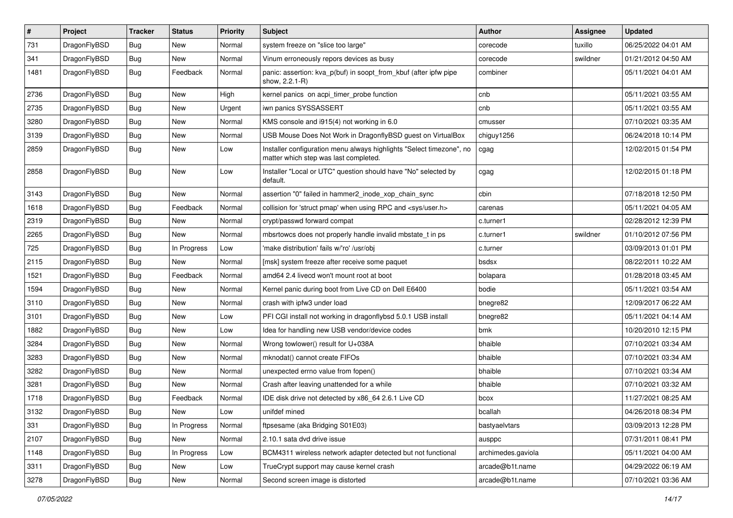| # | Project | Tracker | Status | Priority | Subject | Author | Assignee | Updated |
|---|---|---|---|---|---|---|---|---|
| 731 | DragonFlyBSD | Bug | New | Normal | system freeze on "slice too large" | corecode | tuxillo | 06/25/2022 04:01 AM |
| 341 | DragonFlyBSD | Bug | New | Normal | Vinum erroneously repors devices as busy | corecode | swildner | 01/21/2012 04:50 AM |
| 1481 | DragonFlyBSD | Bug | Feedback | Normal | panic: assertion: kva_p(buf) in soopt_from_kbuf (after ipfw pipe show, 2.2.1-R) | combiner | | 05/11/2021 04:01 AM |
| 2736 | DragonFlyBSD | Bug | New | High | kernel panics on acpi_timer_probe function | cnb | | 05/11/2021 03:55 AM |
| 2735 | DragonFlyBSD | Bug | New | Urgent | iwn panics SYSSASSERT | cnb | | 05/11/2021 03:55 AM |
| 3280 | DragonFlyBSD | Bug | New | Normal | KMS console and i915(4) not working in 6.0 | cmusser | | 07/10/2021 03:35 AM |
| 3139 | DragonFlyBSD | Bug | New | Normal | USB Mouse Does Not Work in DragonflyBSD guest on VirtualBox | chiguy1256 | | 06/24/2018 10:14 PM |
| 2859 | DragonFlyBSD | Bug | New | Low | Installer configuration menu always highlights "Select timezone", no matter which step was last completed. | cgag | | 12/02/2015 01:54 PM |
| 2858 | DragonFlyBSD | Bug | New | Low | Installer "Local or UTC" question should have "No" selected by default. | cgag | | 12/02/2015 01:18 PM |
| 3143 | DragonFlyBSD | Bug | New | Normal | assertion "0" failed in hammer2_inode_xop_chain_sync | cbin | | 07/18/2018 12:50 PM |
| 1618 | DragonFlyBSD | Bug | Feedback | Normal | collision for 'struct pmap' when using RPC and <sys/user.h> | carenas | | 05/11/2021 04:05 AM |
| 2319 | DragonFlyBSD | Bug | New | Normal | crypt/passwd forward compat | c.turner1 | | 02/28/2012 12:39 PM |
| 2265 | DragonFlyBSD | Bug | New | Normal | mbsrtowcs does not properly handle invalid mbstate_t in ps | c.turner1 | swildner | 01/10/2012 07:56 PM |
| 725 | DragonFlyBSD | Bug | In Progress | Low | 'make distribution' fails w/'ro' /usr/obj | c.turner | | 03/09/2013 01:01 PM |
| 2115 | DragonFlyBSD | Bug | New | Normal | [msk] system freeze after receive some paquet | bsdsx | | 08/22/2011 10:22 AM |
| 1521 | DragonFlyBSD | Bug | Feedback | Normal | amd64 2.4 livecd won't mount root at boot | bolapara | | 01/28/2018 03:45 AM |
| 1594 | DragonFlyBSD | Bug | New | Normal | Kernel panic during boot from Live CD on Dell E6400 | bodie | | 05/11/2021 03:54 AM |
| 3110 | DragonFlyBSD | Bug | New | Normal | crash with ipfw3 under load | bnegre82 | | 12/09/2017 06:22 AM |
| 3101 | DragonFlyBSD | Bug | New | Low | PFI CGI install not working in dragonflybsd 5.0.1 USB install | bnegre82 | | 05/11/2021 04:14 AM |
| 1882 | DragonFlyBSD | Bug | New | Low | Idea for handling new USB vendor/device codes | bmk | | 10/20/2010 12:15 PM |
| 3284 | DragonFlyBSD | Bug | New | Normal | Wrong towlower() result for U+038A | bhaible | | 07/10/2021 03:34 AM |
| 3283 | DragonFlyBSD | Bug | New | Normal | mknodat() cannot create FIFOs | bhaible | | 07/10/2021 03:34 AM |
| 3282 | DragonFlyBSD | Bug | New | Normal | unexpected errno value from fopen() | bhaible | | 07/10/2021 03:34 AM |
| 3281 | DragonFlyBSD | Bug | New | Normal | Crash after leaving unattended for a while | bhaible | | 07/10/2021 03:32 AM |
| 1718 | DragonFlyBSD | Bug | Feedback | Normal | IDE disk drive not detected by x86_64 2.6.1 Live CD | bcox | | 11/27/2021 08:25 AM |
| 3132 | DragonFlyBSD | Bug | New | Low | unifdef mined | bcallah | | 04/26/2018 08:34 PM |
| 331 | DragonFlyBSD | Bug | In Progress | Normal | ftpsesame (aka Bridging S01E03) | bastyaelvtars | | 03/09/2013 12:28 PM |
| 2107 | DragonFlyBSD | Bug | New | Normal | 2.10.1 sata dvd drive issue | ausppc | | 07/31/2011 08:41 PM |
| 1148 | DragonFlyBSD | Bug | In Progress | Low | BCM4311 wireless network adapter detected but not functional | archimedes.gaviola | | 05/11/2021 04:00 AM |
| 3311 | DragonFlyBSD | Bug | New | Low | TrueCrypt support may cause kernel crash | arcade@b1t.name | | 04/29/2022 06:19 AM |
| 3278 | DragonFlyBSD | Bug | New | Normal | Second screen image is distorted | arcade@b1t.name | | 07/10/2021 03:36 AM |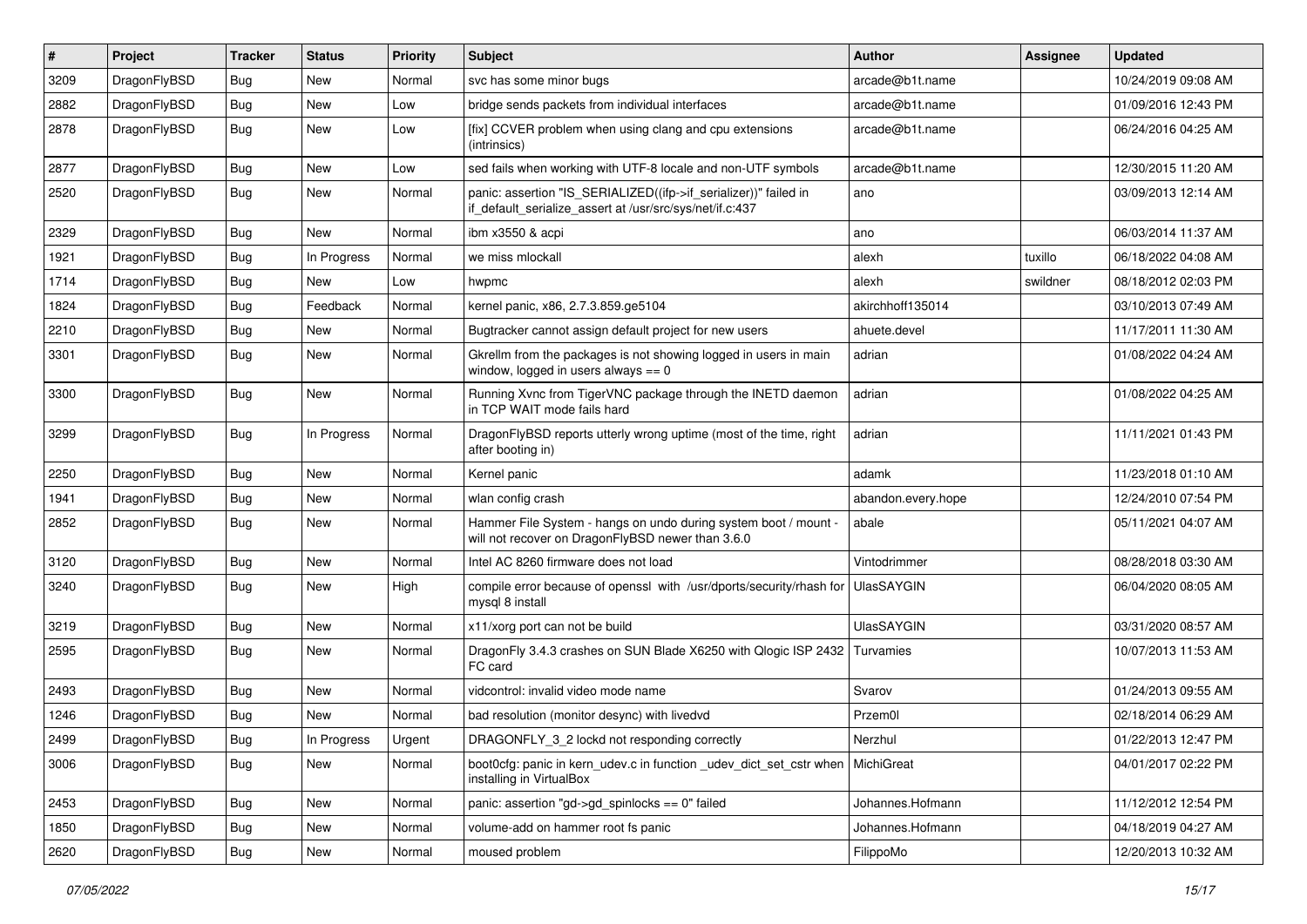| # | Project | Tracker | Status | Priority | Subject | Author | Assignee | Updated |
|---|---|---|---|---|---|---|---|---|
| 3209 | DragonFlyBSD | Bug | New | Normal | svc has some minor bugs | arcade@b1t.name | | 10/24/2019 09:08 AM |
| 2882 | DragonFlyBSD | Bug | New | Low | bridge sends packets from individual interfaces | arcade@b1t.name | | 01/09/2016 12:43 PM |
| 2878 | DragonFlyBSD | Bug | New | Low | [fix] CCVER problem when using clang and cpu extensions (intrinsics) | arcade@b1t.name | | 06/24/2016 04:25 AM |
| 2877 | DragonFlyBSD | Bug | New | Low | sed fails when working with UTF-8 locale and non-UTF symbols | arcade@b1t.name | | 12/30/2015 11:20 AM |
| 2520 | DragonFlyBSD | Bug | New | Normal | panic: assertion "IS_SERIALIZED((ifp->if_serializer))" failed in if_default_serialize_assert at /usr/src/sys/net/if.c:437 | ano | | 03/09/2013 12:14 AM |
| 2329 | DragonFlyBSD | Bug | New | Normal | ibm x3550 & acpi | ano | | 06/03/2014 11:37 AM |
| 1921 | DragonFlyBSD | Bug | In Progress | Normal | we miss mlockall | alexh | tuxillo | 06/18/2022 04:08 AM |
| 1714 | DragonFlyBSD | Bug | New | Low | hwpmc | alexh | swildner | 08/18/2012 02:03 PM |
| 1824 | DragonFlyBSD | Bug | Feedback | Normal | kernel panic, x86, 2.7.3.859.ge5104 | akirchhoff135014 | | 03/10/2013 07:49 AM |
| 2210 | DragonFlyBSD | Bug | New | Normal | Bugtracker cannot assign default project for new users | ahuete.devel | | 11/17/2011 11:30 AM |
| 3301 | DragonFlyBSD | Bug | New | Normal | Gkrellm from the packages is not showing logged in users in main window, logged in users always == 0 | adrian | | 01/08/2022 04:24 AM |
| 3300 | DragonFlyBSD | Bug | New | Normal | Running Xvnc from TigerVNC package through the INETD daemon in TCP WAIT mode fails hard | adrian | | 01/08/2022 04:25 AM |
| 3299 | DragonFlyBSD | Bug | In Progress | Normal | DragonFlyBSD reports utterly wrong uptime (most of the time, right after booting in) | adrian | | 11/11/2021 01:43 PM |
| 2250 | DragonFlyBSD | Bug | New | Normal | Kernel panic | adamk | | 11/23/2018 01:10 AM |
| 1941 | DragonFlyBSD | Bug | New | Normal | wlan config crash | abandon.every.hope | | 12/24/2010 07:54 PM |
| 2852 | DragonFlyBSD | Bug | New | Normal | Hammer File System - hangs on undo during system boot / mount - will not recover on DragonFlyBSD newer than 3.6.0 | abale | | 05/11/2021 04:07 AM |
| 3120 | DragonFlyBSD | Bug | New | Normal | Intel AC 8260 firmware does not load | Vintodrimmer | | 08/28/2018 03:30 AM |
| 3240 | DragonFlyBSD | Bug | New | High | compile error because of openssl with /usr/dports/security/rhash for mysql 8 install | UlasSAYGIN | | 06/04/2020 08:05 AM |
| 3219 | DragonFlyBSD | Bug | New | Normal | x11/xorg port can not be build | UlasSAYGIN | | 03/31/2020 08:57 AM |
| 2595 | DragonFlyBSD | Bug | New | Normal | DragonFly 3.4.3 crashes on SUN Blade X6250 with Qlogic ISP 2432 FC card | Turvamies | | 10/07/2013 11:53 AM |
| 2493 | DragonFlyBSD | Bug | New | Normal | vidcontrol: invalid video mode name | Svarov | | 01/24/2013 09:55 AM |
| 1246 | DragonFlyBSD | Bug | New | Normal | bad resolution (monitor desync) with livedvd | Przem0l | | 02/18/2014 06:29 AM |
| 2499 | DragonFlyBSD | Bug | In Progress | Urgent | DRAGONFLY_3_2 lockd not responding correctly | Nerzhul | | 01/22/2013 12:47 PM |
| 3006 | DragonFlyBSD | Bug | New | Normal | boot0cfg: panic in kern_udev.c in function _udev_dict_set_cstr when installing in VirtualBox | MichiGreat | | 04/01/2017 02:22 PM |
| 2453 | DragonFlyBSD | Bug | New | Normal | panic: assertion "gd->gd_spinlocks == 0" failed | Johannes.Hofmann | | 11/12/2012 12:54 PM |
| 1850 | DragonFlyBSD | Bug | New | Normal | volume-add on hammer root fs panic | Johannes.Hofmann | | 04/18/2019 04:27 AM |
| 2620 | DragonFlyBSD | Bug | New | Normal | moused problem | FilippoMo | | 12/20/2013 10:32 AM |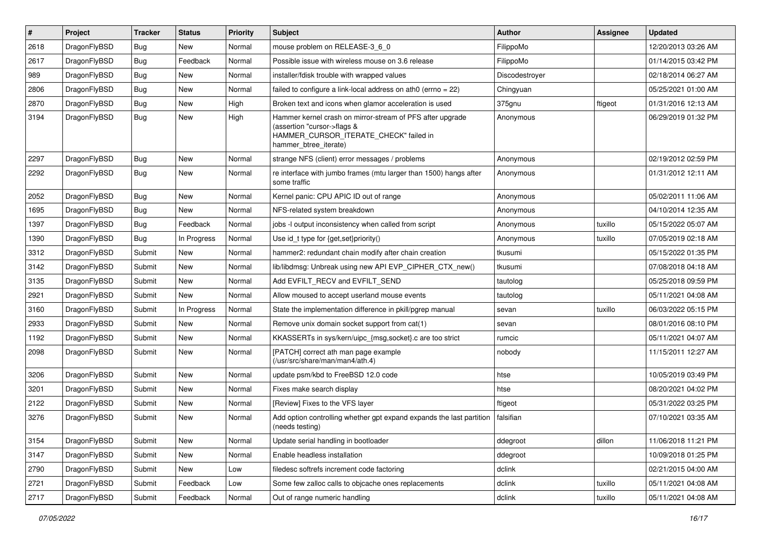| # | Project | Tracker | Status | Priority | Subject | Author | Assignee | Updated |
|---|---|---|---|---|---|---|---|---|
| 2618 | DragonFlyBSD | Bug | New | Normal | mouse problem on RELEASE-3_6_0 | FilippoMo | | 12/20/2013 03:26 AM |
| 2617 | DragonFlyBSD | Bug | Feedback | Normal | Possible issue with wireless mouse on 3.6 release | FilippoMo | | 01/14/2015 03:42 PM |
| 989 | DragonFlyBSD | Bug | New | Normal | installer/fdisk trouble with wrapped values | Discodestroyer | | 02/18/2014 06:27 AM |
| 2806 | DragonFlyBSD | Bug | New | Normal | failed to configure a link-local address on ath0 (errno = 22) | Chingyuan | | 05/25/2021 01:00 AM |
| 2870 | DragonFlyBSD | Bug | New | High | Broken text and icons when glamor acceleration is used | 375gnu | ftigeot | 01/31/2016 12:13 AM |
| 3194 | DragonFlyBSD | Bug | New | High | Hammer kernel crash on mirror-stream of PFS after upgrade (assertion "cursor->flags & HAMMER_CURSOR_ITERATE_CHECK" failed in hammer_btree_iterate) | Anonymous | | 06/29/2019 01:32 PM |
| 2297 | DragonFlyBSD | Bug | New | Normal | strange NFS (client) error messages / problems | Anonymous | | 02/19/2012 02:59 PM |
| 2292 | DragonFlyBSD | Bug | New | Normal | re interface with jumbo frames (mtu larger than 1500) hangs after some traffic | Anonymous | | 01/31/2012 12:11 AM |
| 2052 | DragonFlyBSD | Bug | New | Normal | Kernel panic: CPU APIC ID out of range | Anonymous | | 05/02/2011 11:06 AM |
| 1695 | DragonFlyBSD | Bug | New | Normal | NFS-related system breakdown | Anonymous | | 04/10/2014 12:35 AM |
| 1397 | DragonFlyBSD | Bug | Feedback | Normal | jobs -l output inconsistency when called from script | Anonymous | tuxillo | 05/15/2022 05:07 AM |
| 1390 | DragonFlyBSD | Bug | In Progress | Normal | Use id_t type for {get,set}priority() | Anonymous | tuxillo | 07/05/2019 02:18 AM |
| 3312 | DragonFlyBSD | Submit | New | Normal | hammer2: redundant chain modify after chain creation | tkusumi | | 05/15/2022 01:35 PM |
| 3142 | DragonFlyBSD | Submit | New | Normal | lib/libdmsg: Unbreak using new API EVP_CIPHER_CTX_new() | tkusumi | | 07/08/2018 04:18 AM |
| 3135 | DragonFlyBSD | Submit | New | Normal | Add EVFILT_RECV and EVFILT_SEND | tautolog | | 05/25/2018 09:59 PM |
| 2921 | DragonFlyBSD | Submit | New | Normal | Allow moused to accept userland mouse events | tautolog | | 05/11/2021 04:08 AM |
| 3160 | DragonFlyBSD | Submit | In Progress | Normal | State the implementation difference in pkill/pgrep manual | sevan | tuxillo | 06/03/2022 05:15 PM |
| 2933 | DragonFlyBSD | Submit | New | Normal | Remove unix domain socket support from cat(1) | sevan | | 08/01/2016 08:10 PM |
| 1192 | DragonFlyBSD | Submit | New | Normal | KKASSERTs in sys/kern/uipc_{msg,socket}.c are too strict | rumcic | | 05/11/2021 04:07 AM |
| 2098 | DragonFlyBSD | Submit | New | Normal | [PATCH] correct ath man page example (/usr/src/share/man/man4/ath.4) | nobody | | 11/15/2011 12:27 AM |
| 3206 | DragonFlyBSD | Submit | New | Normal | update psm/kbd to FreeBSD 12.0 code | htse | | 10/05/2019 03:49 PM |
| 3201 | DragonFlyBSD | Submit | New | Normal | Fixes make search display | htse | | 08/20/2021 04:02 PM |
| 2122 | DragonFlyBSD | Submit | New | Normal | [Review] Fixes to the VFS layer | ftigeot | | 05/31/2022 03:25 PM |
| 3276 | DragonFlyBSD | Submit | New | Normal | Add option controlling whether gpt expand expands the last partition (needs testing) | falsifian | | 07/10/2021 03:35 AM |
| 3154 | DragonFlyBSD | Submit | New | Normal | Update serial handling in bootloader | ddegroot | dillon | 11/06/2018 11:21 PM |
| 3147 | DragonFlyBSD | Submit | New | Normal | Enable headless installation | ddegroot | | 10/09/2018 01:25 PM |
| 2790 | DragonFlyBSD | Submit | New | Low | filedesc softrefs increment code factoring | dclink | | 02/21/2015 04:00 AM |
| 2721 | DragonFlyBSD | Submit | Feedback | Low | Some few zalloc calls to objcache ones replacements | dclink | tuxillo | 05/11/2021 04:08 AM |
| 2717 | DragonFlyBSD | Submit | Feedback | Normal | Out of range numeric handling | dclink | tuxillo | 05/11/2021 04:08 AM |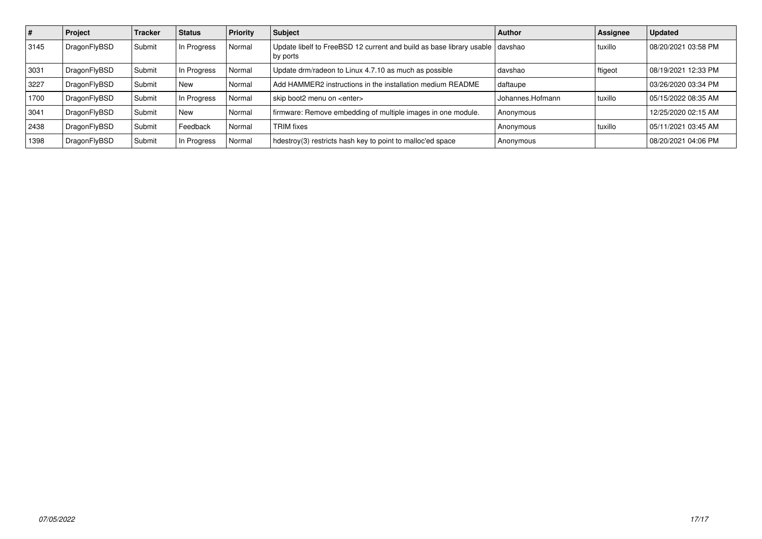| # | Project | Tracker | Status | Priority | Subject | Author | Assignee | Updated |
|---|---|---|---|---|---|---|---|---|
| 3145 | DragonFlyBSD | Submit | In Progress | Normal | Update libelf to FreeBSD 12 current and build as base library usable by ports | davshao | tuxillo | 08/20/2021 03:58 PM |
| 3031 | DragonFlyBSD | Submit | In Progress | Normal | Update drm/radeon to Linux 4.7.10 as much as possible | davshao | ftigeot | 08/19/2021 12:33 PM |
| 3227 | DragonFlyBSD | Submit | New | Normal | Add HAMMER2 instructions in the installation medium README | daftaupe | | 03/26/2020 03:34 PM |
| 1700 | DragonFlyBSD | Submit | In Progress | Normal | skip boot2 menu on <enter> | Johannes.Hofmann | tuxillo | 05/15/2022 08:35 AM |
| 3041 | DragonFlyBSD | Submit | New | Normal | firmware: Remove embedding of multiple images in one module. | Anonymous | | 12/25/2020 02:15 AM |
| 2438 | DragonFlyBSD | Submit | Feedback | Normal | TRIM fixes | Anonymous | tuxillo | 05/11/2021 03:45 AM |
| 1398 | DragonFlyBSD | Submit | In Progress | Normal | hdestroy(3) restricts hash key to point to malloc'ed space | Anonymous | | 08/20/2021 04:06 PM |